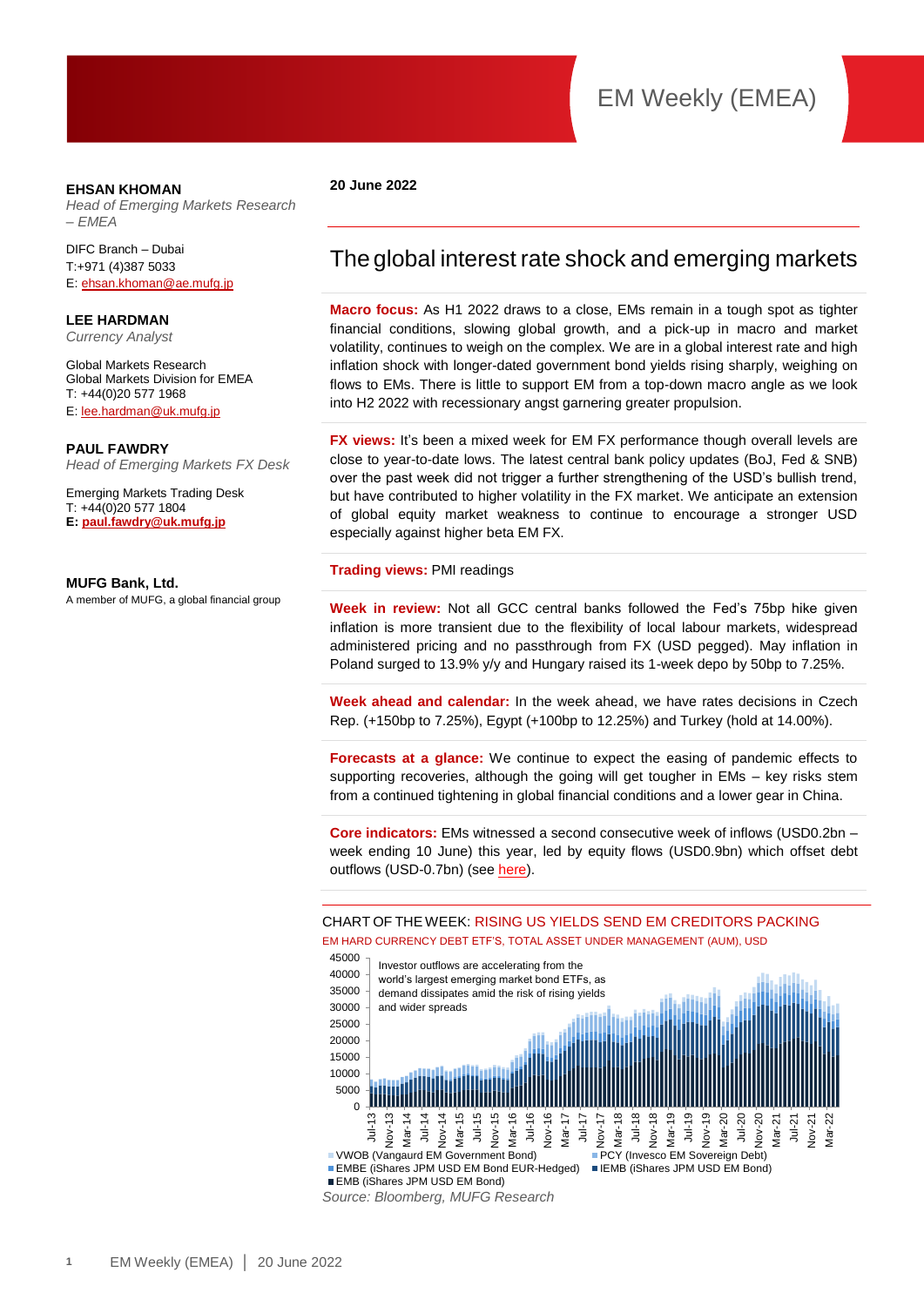# EM Weekly (EMEA)

**EHSAN KHOMAN**
*Head of Emerging Markets Research – EMEA*

DIFC Branch – Dubai
T:+971 (4)387 5033
E: ehsan.khoman@ae.mufg.jp

**LEE HARDMAN**
*Currency Analyst*

Global Markets Research
Global Markets Division for EMEA
T: +44(0)20 577 1968
E: lee.hardman@uk.mufg.jp

**PAUL FAWDRY**
*Head of Emerging Markets FX Desk*

Emerging Markets Trading Desk
T: +44(0)20 577 1804
**E: paul.fawdry@uk.mufg.jp**

**MUFG Bank, Ltd.**
A member of MUFG, a global financial group

**20 June 2022**

## The global interest rate shock and emerging markets

**Macro focus:** As H1 2022 draws to a close, EMs remain in a tough spot as tighter financial conditions, slowing global growth, and a pick-up in macro and market volatility, continues to weigh on the complex. We are in a global interest rate and high inflation shock with longer-dated government bond yields rising sharply, weighing on flows to EMs. There is little to support EM from a top-down macro angle as we look into H2 2022 with recessionary angst garnering greater propulsion.

**FX views:** It's been a mixed week for EM FX performance though overall levels are close to year-to-date lows. The latest central bank policy updates (BoJ, Fed & SNB) over the past week did not trigger a further strengthening of the USD's bullish trend, but have contributed to higher volatility in the FX market. We anticipate an extension of global equity market weakness to continue to encourage a stronger USD especially against higher beta EM FX.

**Trading views:** PMI readings

**Week in review:** Not all GCC central banks followed the Fed's 75bp hike given inflation is more transient due to the flexibility of local labour markets, widespread administered pricing and no passthrough from FX (USD pegged). May inflation in Poland surged to 13.9% y/y and Hungary raised its 1-week depo by 50bp to 7.25%.

**Week ahead and calendar:** In the week ahead, we have rates decisions in Czech Rep. (+150bp to 7.25%), Egypt (+100bp to 12.25%) and Turkey (hold at 14.00%).

**Forecasts at a glance:** We continue to expect the easing of pandemic effects to supporting recoveries, although the going will get tougher in EMs – key risks stem from a continued tightening in global financial conditions and a lower gear in China.

**Core indicators:** EMs witnessed a second consecutive week of inflows (USD0.2bn – week ending 10 June) this year, led by equity flows (USD0.9bn) which offset debt outflows (USD-0.7bn) (see here).

CHART OF THE WEEK: RISING US YIELDS SEND EM CREDITORS PACKING

EM HARD CURRENCY DEBT ETF'S, TOTAL ASSET UNDER MANAGEMENT (AUM), USD

Investor outflows are accelerating from the world's largest emerging market bond ETFs, as demand dissipates amid the risk of rising yields and wider spreads

Legend: VWOB (Vangaurd EM Government Bond); PCY (Invesco EM Sovereign Debt); EMBE (iShares JPM USD EM Bond EUR-Hedged); IEMB (iShares JPM USD EM Bond); EMB (iShares JPM USD EM Bond)

Source: Bloomberg, MUFG Research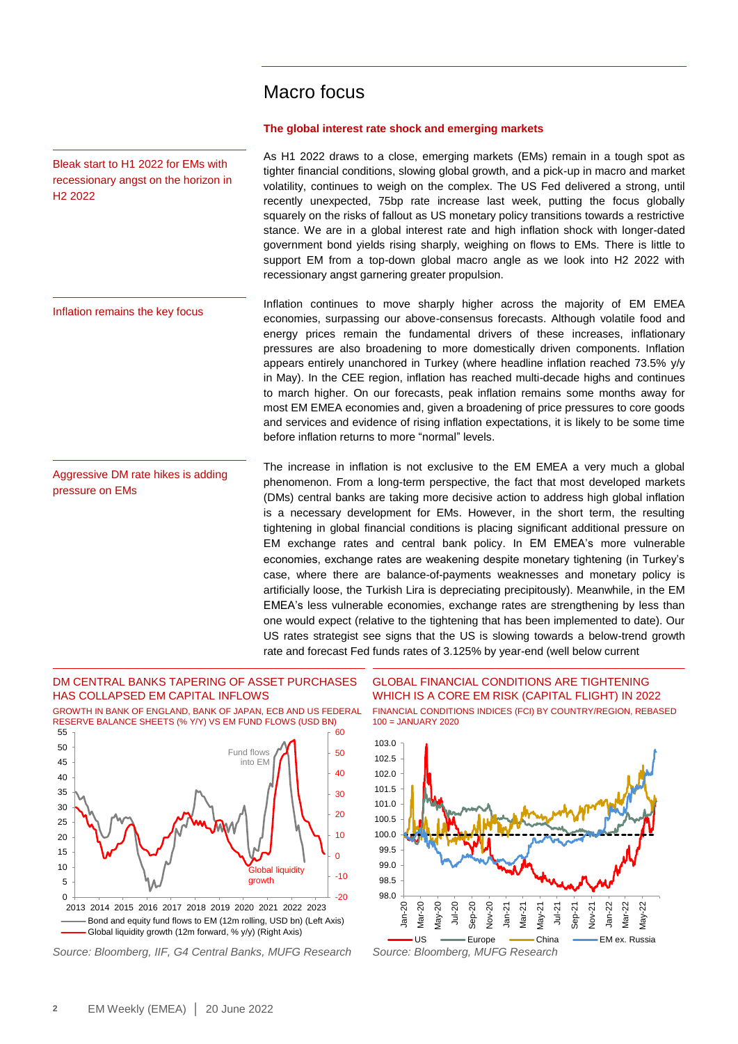# Macro focus

### The global interest rate shock and emerging markets

Bleak start to H1 2022 for EMs with recessionary angst on the horizon in H2 2022

As H1 2022 draws to a close, emerging markets (EMs) remain in a tough spot as tighter financial conditions, slowing global growth, and a pick-up in macro and market volatility, continues to weigh on the complex. The US Fed delivered a strong, until recently unexpected, 75bp rate increase last week, putting the focus globally squarely on the risks of fallout as US monetary policy transitions towards a restrictive stance. We are in a global interest rate and high inflation shock with longer-dated government bond yields rising sharply, weighing on flows to EMs. There is little to support EM from a top-down global macro angle as we look into H2 2022 with recessionary angst garnering greater propulsion.

Inflation remains the key focus

Inflation continues to move sharply higher across the majority of EM EMEA economies, surpassing our above-consensus forecasts. Although volatile food and energy prices remain the fundamental drivers of these increases, inflationary pressures are also broadening to more domestically driven components. Inflation appears entirely unanchored in Turkey (where headline inflation reached 73.5% y/y in May). In the CEE region, inflation has reached multi-decade highs and continues to march higher. On our forecasts, peak inflation remains some months away for most EM EMEA economies and, given a broadening of price pressures to core goods and services and evidence of rising inflation expectations, it is likely to be some time before inflation returns to more "normal" levels.

Aggressive DM rate hikes is adding pressure on EMs

The increase in inflation is not exclusive to the EM EMEA a very much a global phenomenon. From a long-term perspective, the fact that most developed markets (DMs) central banks are taking more decisive action to address high global inflation is a necessary development for EMs. However, in the short term, the resulting tightening in global financial conditions is placing significant additional pressure on EM exchange rates and central bank policy. In EM EMEA's more vulnerable economies, exchange rates are weakening despite monetary tightening (in Turkey's case, where there are balance-of-payments weaknesses and monetary policy is artificially loose, the Turkish Lira is depreciating precipitously). Meanwhile, in the EM EMEA's less vulnerable economies, exchange rates are strengthening by less than one would expect (relative to the tightening that has been implemented to date). Our US rates strategist see signs that the US is slowing towards a below-trend growth rate and forecast Fed funds rates of 3.125% by year-end (well below current

#### DM CENTRAL BANKS TAPERING OF ASSET PURCHASES HAS COLLAPSED EM CAPITAL INFLOWS

GROWTH IN BANK OF ENGLAND, BANK OF JAPAN, ECB AND US FEDERAL RESERVE BALANCE SHEETS (% Y/Y) VS EM FUND FLOWS (USD BN)

*Source: Bloomberg, IIF, G4 Central Banks, MUFG Research*

#### GLOBAL FINANCIAL CONDITIONS ARE TIGHTENING WHICH IS A CORE EM RISK (CAPITAL FLIGHT) IN 2022

FINANCIAL CONDITIONS INDICES (FCI) BY COUNTRY/REGION, REBASED 100 = JANUARY 2020

*Source: Bloomberg, MUFG Research*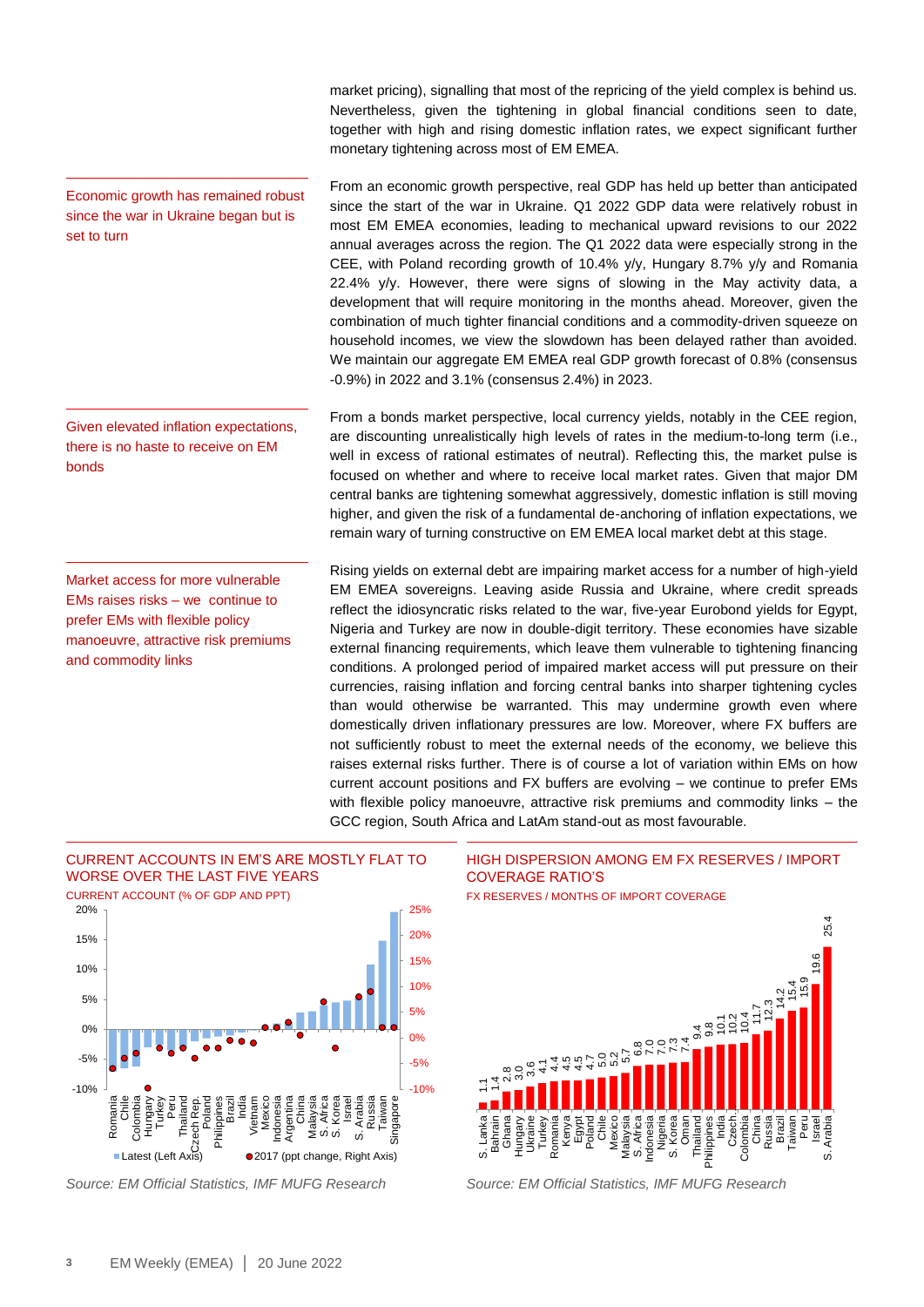market pricing), signalling that most of the repricing of the yield complex is behind us. Nevertheless, given the tightening in global financial conditions seen to date, together with high and rising domestic inflation rates, we expect significant further monetary tightening across most of EM EMEA.

*Economic growth has remained robust since the war in Ukraine began but is set to turn*

From an economic growth perspective, real GDP has held up better than anticipated since the start of the war in Ukraine. Q1 2022 GDP data were relatively robust in most EM EMEA economies, leading to mechanical upward revisions to our 2022 annual averages across the region. The Q1 2022 data were especially strong in the CEE, with Poland recording growth of 10.4% y/y, Hungary 8.7% y/y and Romania 22.4% y/y. However, there were signs of slowing in the May activity data, a development that will require monitoring in the months ahead. Moreover, given the combination of much tighter financial conditions and a commodity-driven squeeze on household incomes, we view the slowdown has been delayed rather than avoided. We maintain our aggregate EM EMEA real GDP growth forecast of 0.8% (consensus -0.9%) in 2022 and 3.1% (consensus 2.4%) in 2023.

*Given elevated inflation expectations, there is no haste to receive on EM bonds*

From a bonds market perspective, local currency yields, notably in the CEE region, are discounting unrealistically high levels of rates in the medium-to-long term (i.e., well in excess of rational estimates of neutral). Reflecting this, the market pulse is focused on whether and where to receive local market rates. Given that major DM central banks are tightening somewhat aggressively, domestic inflation is still moving higher, and given the risk of a fundamental de-anchoring of inflation expectations, we remain wary of turning constructive on EM EMEA local market debt at this stage.

*Market access for more vulnerable EMs raises risks – we continue to prefer EMs with flexible policy manoeuvre, attractive risk premiums and commodity links*

Rising yields on external debt are impairing market access for a number of high-yield EM EMEA sovereigns. Leaving aside Russia and Ukraine, where credit spreads reflect the idiosyncratic risks related to the war, five-year Eurobond yields for Egypt, Nigeria and Turkey are now in double-digit territory. These economies have sizable external financing requirements, which leave them vulnerable to tightening financing conditions. A prolonged period of impaired market access will put pressure on their currencies, raising inflation and forcing central banks into sharper tightening cycles than would otherwise be warranted. This may undermine growth even where domestically driven inflationary pressures are low. Moreover, where FX buffers are not sufficiently robust to meet the external needs of the economy, we believe this raises external risks further. There is of course a lot of variation within EMs on how current account positions and FX buffers are evolving – we continue to prefer EMs with flexible policy manoeuvre, attractive risk premiums and commodity links – the GCC region, South Africa and LatAm stand-out as most favourable.

**CURRENT ACCOUNTS IN EM'S ARE MOSTLY FLAT TO WORSE OVER THE LAST FIVE YEARS**

CURRENT ACCOUNT (% OF GDP AND PPT)

*Source: EM Official Statistics, IMF MUFG Research*

**HIGH DISPERSION AMONG EM FX RESERVES / IMPORT COVERAGE RATIO'S**

FX RESERVES / MONTHS OF IMPORT COVERAGE

| Country | Months |
|---|---|
| S. Lanka | 1.1 |
| Bahrain | 1.4 |
| Ghana | 2.8 |
| Hungary | 3.0 |
| Ukraine | 3.6 |
| Turkey | 4.1 |
| Romania | 4.4 |
| Kenya | 4.5 |
| Egypt | 4.5 |
| Poland | 4.7 |
| Chile | 5.0 |
| Mexico | 5.2 |
| Malaysia | 5.7 |
| S. Africa | 6.8 |
| Indonesia | 7.0 |
| Nigeria | 7.0 |
| S. Korea | 7.3 |
| Oman | 7.4 |
| Thailand | 9.4 |
| Philippines | 9.8 |
| India | 10.1 |
| Czech. | 10.2 |
| Colombia | 10.4 |
| China | 11.7 |
| Russia | 12.3 |
| Brazil | 14.2 |
| Taiwan | 15.4 |
| Peru | 15.9 |
| Israel | 19.6 |
| S. Arabia | 25.4 |

*Source: EM Official Statistics, IMF MUFG Research*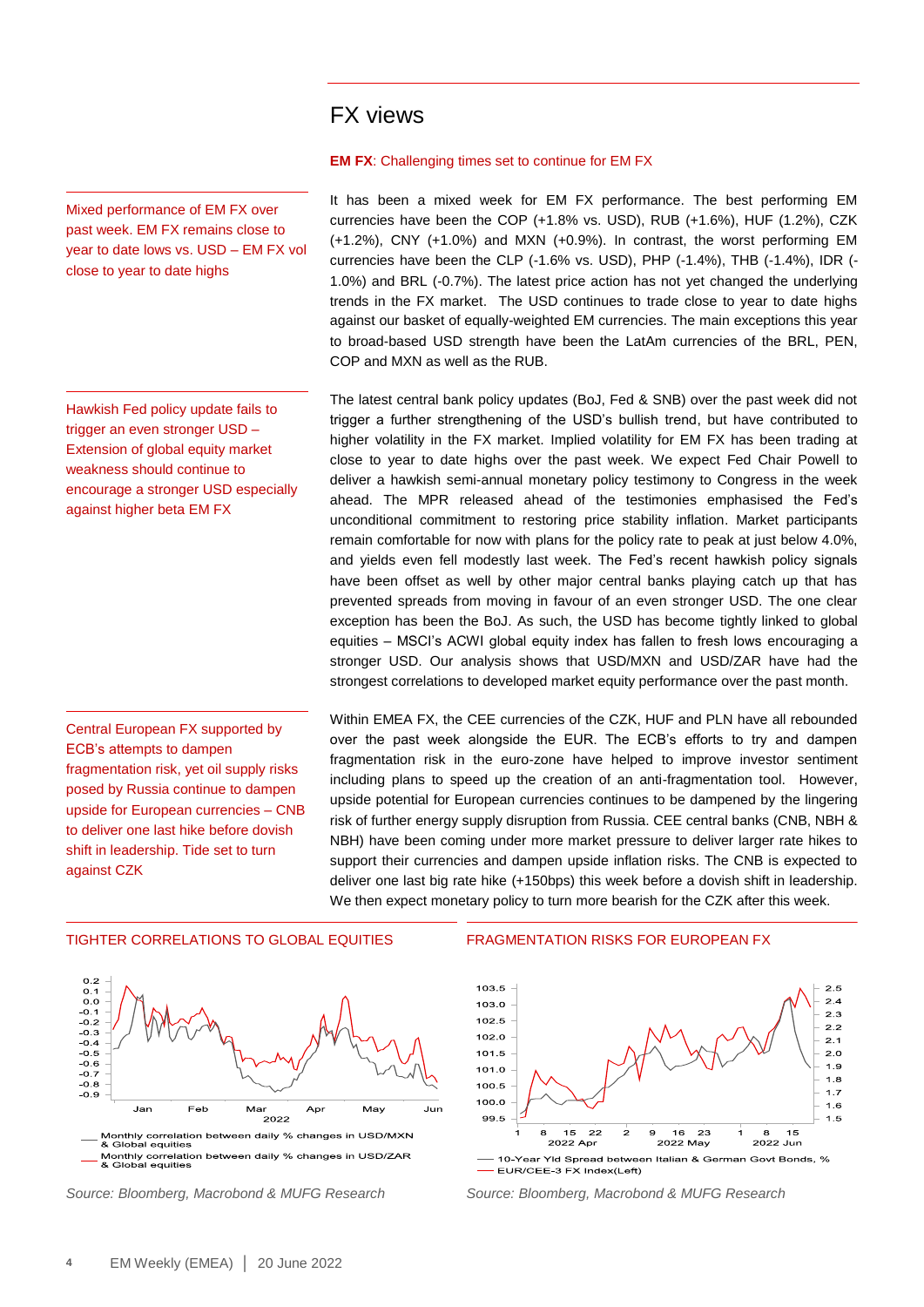## FX views

**EM FX**: Challenging times set to continue for EM FX

Mixed performance of EM FX over past week. EM FX remains close to year to date lows vs. USD – EM FX vol close to year to date highs

It has been a mixed week for EM FX performance. The best performing EM currencies have been the COP (+1.8% vs. USD), RUB (+1.6%), HUF (1.2%), CZK (+1.2%), CNY (+1.0%) and MXN (+0.9%). In contrast, the worst performing EM currencies have been the CLP (-1.6% vs. USD), PHP (-1.4%), THB (-1.4%), IDR (-1.0%) and BRL (-0.7%). The latest price action has not yet changed the underlying trends in the FX market. The USD continues to trade close to year to date highs against our basket of equally-weighted EM currencies. The main exceptions this year to broad-based USD strength have been the LatAm currencies of the BRL, PEN, COP and MXN as well as the RUB.

Hawkish Fed policy update fails to trigger an even stronger USD – Extension of global equity market weakness should continue to encourage a stronger USD especially against higher beta EM FX

The latest central bank policy updates (BoJ, Fed & SNB) over the past week did not trigger a further strengthening of the USD's bullish trend, but have contributed to higher volatility in the FX market. Implied volatility for EM FX has been trading at close to year to date highs over the past week. We expect Fed Chair Powell to deliver a hawkish semi-annual monetary policy testimony to Congress in the week ahead. The MPR released ahead of the testimonies emphasised the Fed's unconditional commitment to restoring price stability inflation. Market participants remain comfortable for now with plans for the policy rate to peak at just below 4.0%, and yields even fell modestly last week. The Fed's recent hawkish policy signals have been offset as well by other major central banks playing catch up that has prevented spreads from moving in favour of an even stronger USD. The one clear exception has been the BoJ. As such, the USD has become tightly linked to global equities – MSCI's ACWI global equity index has fallen to fresh lows encouraging a stronger USD. Our analysis shows that USD/MXN and USD/ZAR have had the strongest correlations to developed market equity performance over the past month.

Central European FX supported by ECB's attempts to dampen fragmentation risk, yet oil supply risks posed by Russia continue to dampen upside for European currencies – CNB to deliver one last hike before dovish shift in leadership. Tide set to turn against CZK

Within EMEA FX, the CEE currencies of the CZK, HUF and PLN have all rebounded over the past week alongside the EUR. The ECB's efforts to try and dampen fragmentation risk in the euro-zone have helped to improve investor sentiment including plans to speed up the creation of an anti-fragmentation tool. However, upside potential for European currencies continues to be dampened by the lingering risk of further energy supply disruption from Russia. CEE central banks (CNB, NBH & NBH) have been coming under more market pressure to deliver larger rate hikes to support their currencies and dampen upside inflation risks. The CNB is expected to deliver one last big rate hike (+150bps) this week before a dovish shift in leadership. We then expect monetary policy to turn more bearish for the CZK after this week.

TIGHTER CORRELATIONS TO GLOBAL EQUITIES

— Monthly correlation between daily % changes in USD/MXN & Global equities
— Monthly correlation between daily % changes in USD/ZAR & Global equities

*Source: Bloomberg, Macrobond & MUFG Research*

FRAGMENTATION RISKS FOR EUROPEAN FX

— 10-Year Yld Spread between Italian & German Govt Bonds, %
— EUR/CEE-3 FX Index(Left)

*Source: Bloomberg, Macrobond & MUFG Research*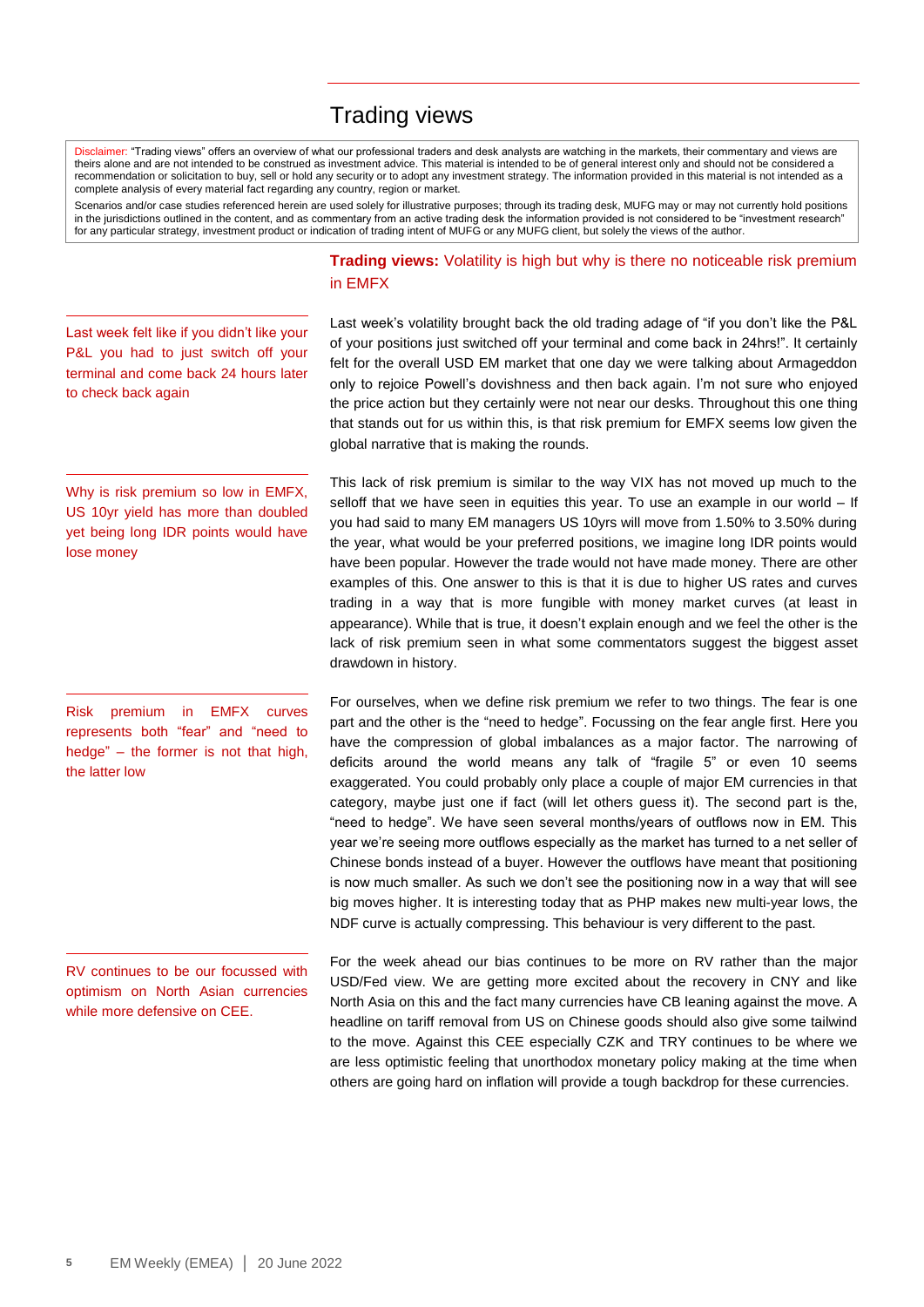# Trading views

Disclaimer: "Trading views" offers an overview of what our professional traders and desk analysts are watching in the markets, their commentary and views are theirs alone and are not intended to be construed as investment advice. This material is intended to be of general interest only and should not be considered a recommendation or solicitation to buy, sell or hold any security or to adopt any investment strategy. The information provided in this material is not intended as a complete analysis of every material fact regarding any country, region or market.

Scenarios and/or case studies referenced herein are used solely for illustrative purposes; through its trading desk, MUFG may or may not currently hold positions in the jurisdictions outlined in the content, and as commentary from an active trading desk the information provided is not considered to be "investment research" for any particular strategy, investment product or indication of trading intent of MUFG or any MUFG client, but solely the views of the author.

## **Trading views:** Volatility is high but why is there no noticeable risk premium in EMFX

Last week felt like if you didn't like your P&L you had to just switch off your terminal and come back 24 hours later to check back again

Last week's volatility brought back the old trading adage of "if you don't like the P&L of your positions just switched off your terminal and come back in 24hrs!". It certainly felt for the overall USD EM market that one day we were talking about Armageddon only to rejoice Powell's dovishness and then back again. I'm not sure who enjoyed the price action but they certainly were not near our desks. Throughout this one thing that stands out for us within this, is that risk premium for EMFX seems low given the global narrative that is making the rounds.

Why is risk premium so low in EMFX, US 10yr yield has more than doubled yet being long IDR points would have lose money

This lack of risk premium is similar to the way VIX has not moved up much to the selloff that we have seen in equities this year. To use an example in our world – If you had said to many EM managers US 10yrs will move from 1.50% to 3.50% during the year, what would be your preferred positions, we imagine long IDR points would have been popular. However the trade would not have made money. There are other examples of this. One answer to this is that it is due to higher US rates and curves trading in a way that is more fungible with money market curves (at least in appearance). While that is true, it doesn't explain enough and we feel the other is the lack of risk premium seen in what some commentators suggest the biggest asset drawdown in history.

Risk premium in EMFX curves represents both "fear" and "need to hedge" – the former is not that high, the latter low

For ourselves, when we define risk premium we refer to two things. The fear is one part and the other is the "need to hedge". Focussing on the fear angle first. Here you have the compression of global imbalances as a major factor. The narrowing of deficits around the world means any talk of "fragile 5" or even 10 seems exaggerated. You could probably only place a couple of major EM currencies in that category, maybe just one if fact (will let others guess it). The second part is the, "need to hedge". We have seen several months/years of outflows now in EM. This year we're seeing more outflows especially as the market has turned to a net seller of Chinese bonds instead of a buyer. However the outflows have meant that positioning is now much smaller. As such we don't see the positioning now in a way that will see big moves higher. It is interesting today that as PHP makes new multi-year lows, the NDF curve is actually compressing. This behaviour is very different to the past.

RV continues to be our focussed with optimism on North Asian currencies while more defensive on CEE.

For the week ahead our bias continues to be more on RV rather than the major USD/Fed view. We are getting more excited about the recovery in CNY and like North Asia on this and the fact many currencies have CB leaning against the move. A headline on tariff removal from US on Chinese goods should also give some tailwind to the move. Against this CEE especially CZK and TRY continues to be where we are less optimistic feeling that unorthodox monetary policy making at the time when others are going hard on inflation will provide a tough backdrop for these currencies.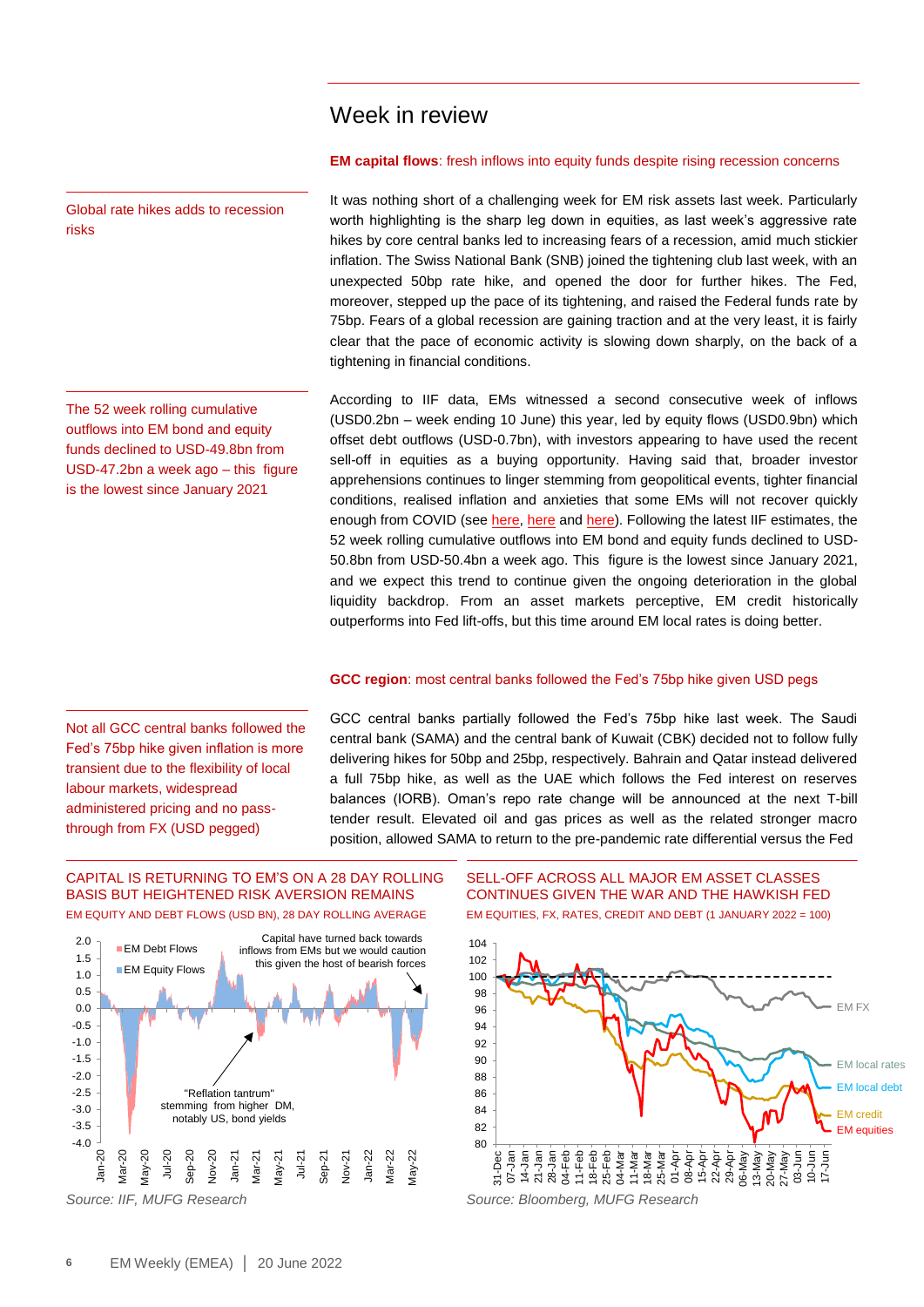# Week in review

**EM capital flows**: fresh inflows into equity funds despite rising recession concerns

Global rate hikes adds to recession risks

It was nothing short of a challenging week for EM risk assets last week. Particularly worth highlighting is the sharp leg down in equities, as last week's aggressive rate hikes by core central banks led to increasing fears of a recession, amid much stickier inflation. The Swiss National Bank (SNB) joined the tightening club last week, with an unexpected 50bp rate hike, and opened the door for further hikes. The Fed, moreover, stepped up the pace of its tightening, and raised the Federal funds rate by 75bp. Fears of a global recession are gaining traction and at the very least, it is fairly clear that the pace of economic activity is slowing down sharply, on the back of a tightening in financial conditions.

The 52 week rolling cumulative outflows into EM bond and equity funds declined to USD-49.8bn from USD-47.2bn a week ago – this figure is the lowest since January 2021

According to IIF data, EMs witnessed a second consecutive week of inflows (USD0.2bn – week ending 10 June) this year, led by equity flows (USD0.9bn) which offset debt outflows (USD-0.7bn), with investors appearing to have used the recent sell-off in equities as a buying opportunity. Having said that, broader investor apprehensions continues to linger stemming from geopolitical events, tighter financial conditions, realised inflation and anxieties that some EMs will not recover quickly enough from COVID (see here, here and here). Following the latest IIF estimates, the 52 week rolling cumulative outflows into EM bond and equity funds declined to USD-50.8bn from USD-50.4bn a week ago. This figure is the lowest since January 2021, and we expect this trend to continue given the ongoing deterioration in the global liquidity backdrop. From an asset markets perceptive, EM credit historically outperforms into Fed lift-offs, but this time around EM local rates is doing better.

**GCC region**: most central banks followed the Fed's 75bp hike given USD pegs

Not all GCC central banks followed the Fed's 75bp hike given inflation is more transient due to the flexibility of local labour markets, widespread administered pricing and no pass-through from FX (USD pegged)

GCC central banks partially followed the Fed's 75bp hike last week. The Saudi central bank (SAMA) and the central bank of Kuwait (CBK) decided not to follow fully delivering hikes for 50bp and 25bp, respectively. Bahrain and Qatar instead delivered a full 75bp hike, as well as the UAE which follows the Fed interest on reserves balances (IORB). Oman's repo rate change will be announced at the next T-bill tender result. Elevated oil and gas prices as well as the related stronger macro position, allowed SAMA to return to the pre-pandemic rate differential versus the Fed

CAPITAL IS RETURNING TO EM'S ON A 28 DAY ROLLING BASIS BUT HEIGHTENED RISK AVERSION REMAINS

EM EQUITY AND DEBT FLOWS (USD BN), 28 DAY ROLLING AVERAGE

Source: IIF, MUFG Research

SELL-OFF ACROSS ALL MAJOR EM ASSET CLASSES CONTINUES GIVEN THE WAR AND THE HAWKISH FED

EM EQUITIES, FX, RATES, CREDIT AND DEBT (1 JANUARY 2022 = 100)

Source: Bloomberg, MUFG Research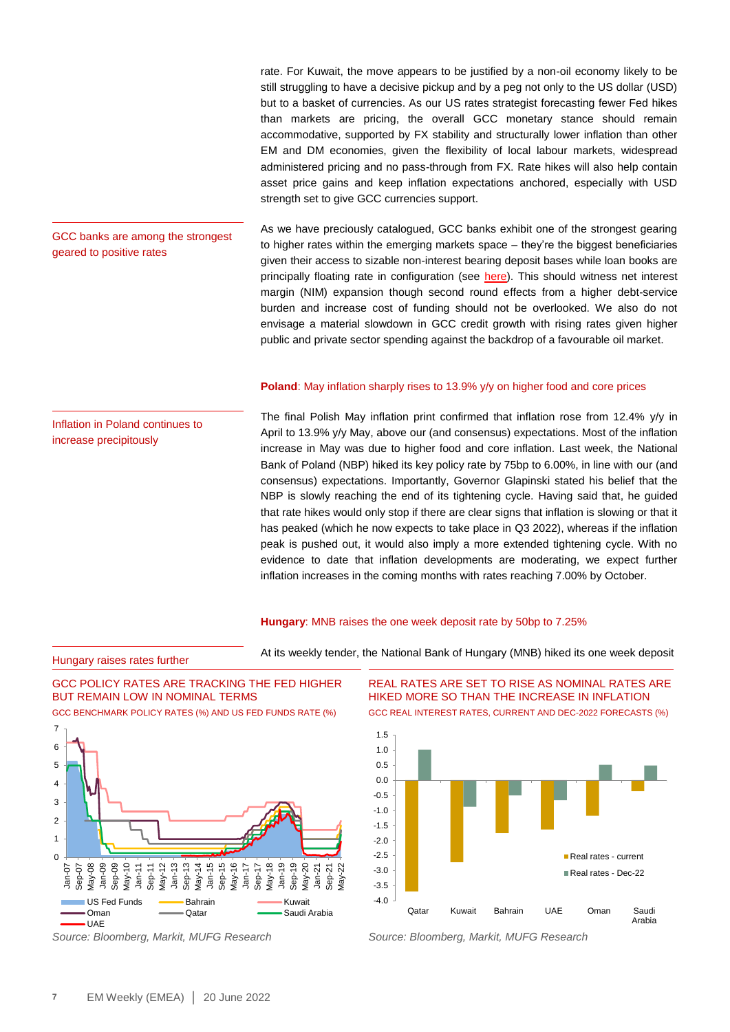rate. For Kuwait, the move appears to be justified by a non-oil economy likely to be still struggling to have a decisive pickup and by a peg not only to the US dollar (USD) but to a basket of currencies. As our US rates strategist forecasting fewer Fed hikes than markets are pricing, the overall GCC monetary stance should remain accommodative, supported by FX stability and structurally lower inflation than other EM and DM economies, given the flexibility of local labour markets, widespread administered pricing and no pass-through from FX. Rate hikes will also help contain asset price gains and keep inflation expectations anchored, especially with USD strength set to give GCC currencies support.

GCC banks are among the strongest geared to positive rates

As we have preciously catalogued, GCC banks exhibit one of the strongest gearing to higher rates within the emerging markets space – they're the biggest beneficiaries given their access to sizable non-interest bearing deposit bases while loan books are principally floating rate in configuration (see here). This should witness net interest margin (NIM) expansion though second round effects from a higher debt-service burden and increase cost of funding should not be overlooked. We also do not envisage a material slowdown in GCC credit growth with rising rates given higher public and private sector spending against the backdrop of a favourable oil market.

**Poland**: May inflation sharply rises to 13.9% y/y on higher food and core prices

Inflation in Poland continues to increase precipitously

The final Polish May inflation print confirmed that inflation rose from 12.4% y/y in April to 13.9% y/y May, above our (and consensus) expectations. Most of the inflation increase in May was due to higher food and core inflation. Last week, the National Bank of Poland (NBP) hiked its key policy rate by 75bp to 6.00%, in line with our (and consensus) expectations. Importantly, Governor Glapinski stated his belief that the NBP is slowly reaching the end of its tightening cycle. Having said that, he guided that rate hikes would only stop if there are clear signs that inflation is slowing or that it has peaked (which he now expects to take place in Q3 2022), whereas if the inflation peak is pushed out, it would also imply a more extended tightening cycle. With no evidence to date that inflation developments are moderating, we expect further inflation increases in the coming months with rates reaching 7.00% by October.

**Hungary**: MNB raises the one week deposit rate by 50bp to 7.25%

Hungary raises rates further

At its weekly tender, the National Bank of Hungary (MNB) hiked its one week deposit

GCC POLICY RATES ARE TRACKING THE FED HIGHER BUT REMAIN LOW IN NOMINAL TERMS

GCC BENCHMARK POLICY RATES (%) AND US FED FUNDS RATE (%)

*Source: Bloomberg, Markit, MUFG Research*

REAL RATES ARE SET TO RISE AS NOMINAL RATES ARE HIKED MORE SO THAN THE INCREASE IN INFLATION

GCC REAL INTEREST RATES, CURRENT AND DEC-2022 FORECASTS (%)

*Source: Bloomberg, Markit, MUFG Research*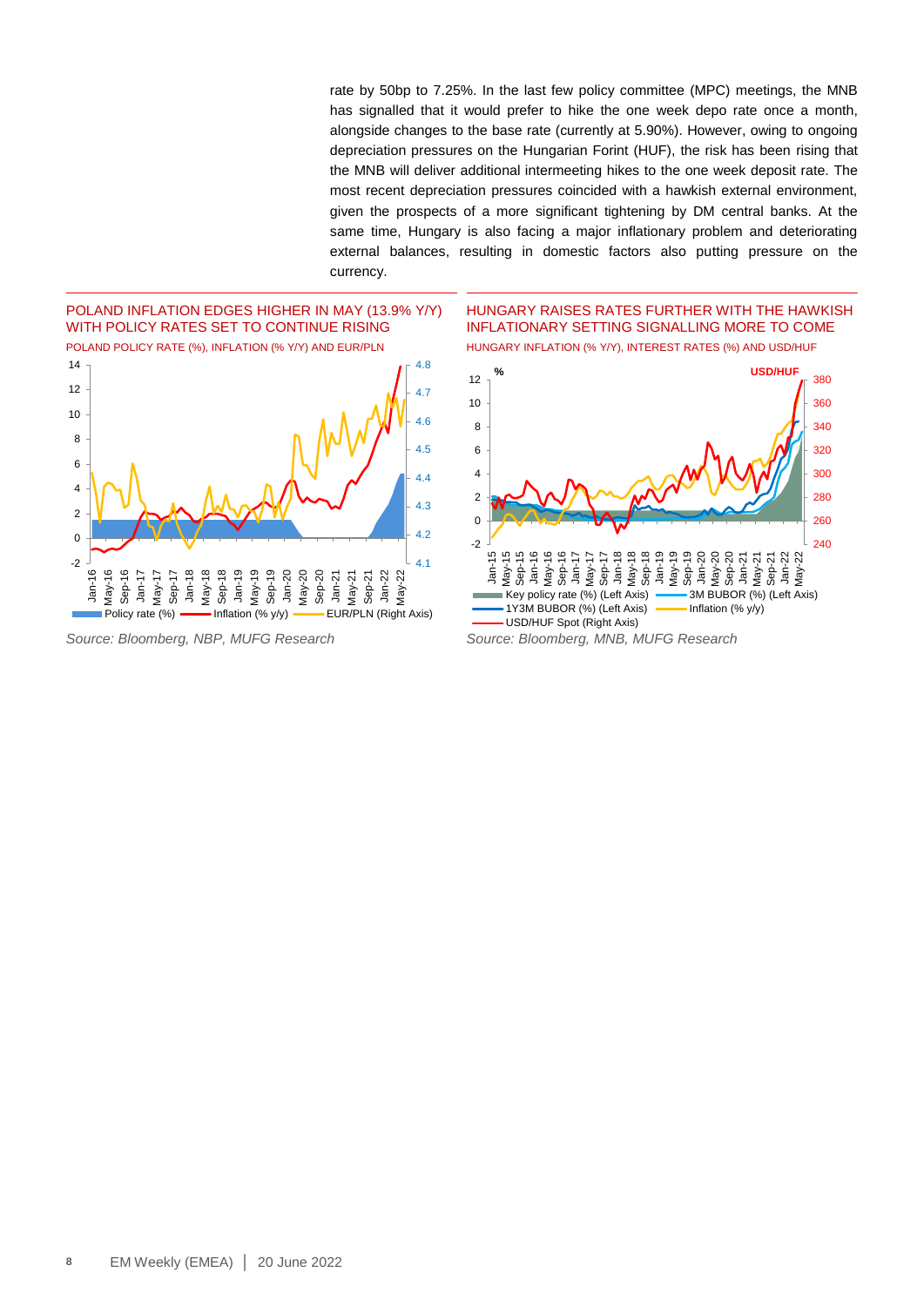rate by 50bp to 7.25%. In the last few policy committee (MPC) meetings, the MNB has signalled that it would prefer to hike the one week depo rate once a month, alongside changes to the base rate (currently at 5.90%). However, owing to ongoing depreciation pressures on the Hungarian Forint (HUF), the risk has been rising that the MNB will deliver additional intermeeting hikes to the one week deposit rate. The most recent depreciation pressures coincided with a hawkish external environment, given the prospects of a more significant tightening by DM central banks. At the same time, Hungary is also facing a major inflationary problem and deteriorating external balances, resulting in domestic factors also putting pressure on the currency.

POLAND INFLATION EDGES HIGHER IN MAY (13.9% Y/Y) WITH POLICY RATES SET TO CONTINUE RISING

POLAND POLICY RATE (%), INFLATION (% Y/Y) AND EUR/PLN

Policy rate (%) — Inflation (% y/y) — EUR/PLN (Right Axis)

*Source: Bloomberg, NBP, MUFG Research*

HUNGARY RAISES RATES FURTHER WITH THE HAWKISH INFLATIONARY SETTING SIGNALLING MORE TO COME

HUNGARY INFLATION (% Y/Y), INTEREST RATES (%) AND USD/HUF

Key policy rate (%) (Left Axis) — 3M BUBOR (%) (Left Axis) — 1Y3M BUBOR (%) (Left Axis) — Inflation (% y/y) — USD/HUF Spot (Right Axis)

*Source: Bloomberg, MNB, MUFG Research*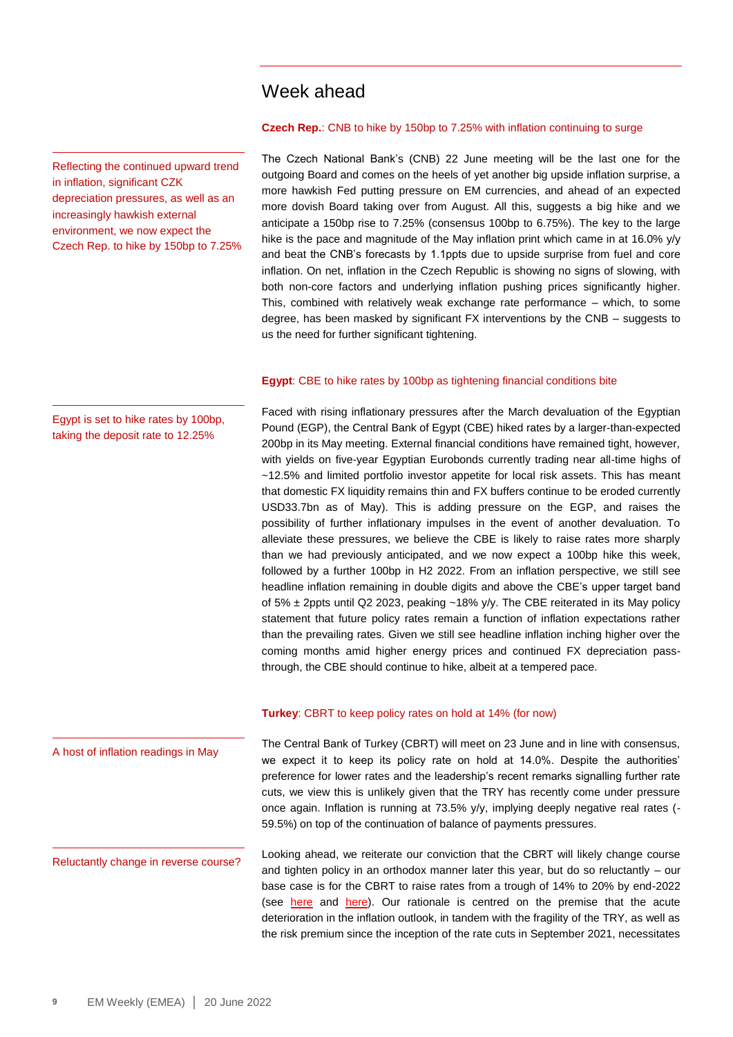# Week ahead

**Czech Rep.**: CNB to hike by 150bp to 7.25% with inflation continuing to surge

Reflecting the continued upward trend in inflation, significant CZK depreciation pressures, as well as an increasingly hawkish external environment, we now expect the Czech Rep. to hike by 150bp to 7.25%

The Czech National Bank's (CNB) 22 June meeting will be the last one for the outgoing Board and comes on the heels of yet another big upside inflation surprise, a more hawkish Fed putting pressure on EM currencies, and ahead of an expected more dovish Board taking over from August. All this, suggests a big hike and we anticipate a 150bp rise to 7.25% (consensus 100bp to 6.75%). The key to the large hike is the pace and magnitude of the May inflation print which came in at 16.0% y/y and beat the CNB's forecasts by 1.1ppts due to upside surprise from fuel and core inflation. On net, inflation in the Czech Republic is showing no signs of slowing, with both non-core factors and underlying inflation pushing prices significantly higher. This, combined with relatively weak exchange rate performance – which, to some degree, has been masked by significant FX interventions by the CNB – suggests to us the need for further significant tightening.

**Egypt**: CBE to hike rates by 100bp as tightening financial conditions bite

Egypt is set to hike rates by 100bp, taking the deposit rate to 12.25%

Faced with rising inflationary pressures after the March devaluation of the Egyptian Pound (EGP), the Central Bank of Egypt (CBE) hiked rates by a larger-than-expected 200bp in its May meeting. External financial conditions have remained tight, however, with yields on five-year Egyptian Eurobonds currently trading near all-time highs of ~12.5% and limited portfolio investor appetite for local risk assets. This has meant that domestic FX liquidity remains thin and FX buffers continue to be eroded currently USD33.7bn as of May). This is adding pressure on the EGP, and raises the possibility of further inflationary impulses in the event of another devaluation. To alleviate these pressures, we believe the CBE is likely to raise rates more sharply than we had previously anticipated, and we now expect a 100bp hike this week, followed by a further 100bp in H2 2022. From an inflation perspective, we still see headline inflation remaining in double digits and above the CBE's upper target band of 5% ± 2ppts until Q2 2023, peaking ~18% y/y. The CBE reiterated in its May policy statement that future policy rates remain a function of inflation expectations rather than the prevailing rates. Given we still see headline inflation inching higher over the coming months amid higher energy prices and continued FX depreciation pass-through, the CBE should continue to hike, albeit at a tempered pace.

**Turkey**: CBRT to keep policy rates on hold at 14% (for now)

A host of inflation readings in May

The Central Bank of Turkey (CBRT) will meet on 23 June and in line with consensus, we expect it to keep its policy rate on hold at 14.0%. Despite the authorities' preference for lower rates and the leadership's recent remarks signalling further rate cuts, we view this is unlikely given that the TRY has recently come under pressure once again. Inflation is running at 73.5% y/y, implying deeply negative real rates (-59.5%) on top of the continuation of balance of payments pressures.

Reluctantly change in reverse course?

Looking ahead, we reiterate our conviction that the CBRT will likely change course and tighten policy in an orthodox manner later this year, but do so reluctantly – our base case is for the CBRT to raise rates from a trough of 14% to 20% by end-2022 (see here and here). Our rationale is centred on the premise that the acute deterioration in the inflation outlook, in tandem with the fragility of the TRY, as well as the risk premium since the inception of the rate cuts in September 2021, necessitates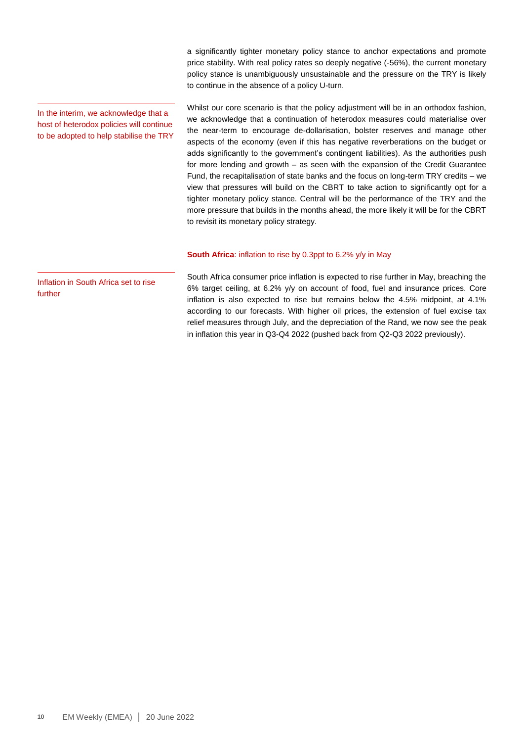a significantly tighter monetary policy stance to anchor expectations and promote price stability. With real policy rates so deeply negative (-56%), the current monetary policy stance is unambiguously unsustainable and the pressure on the TRY is likely to continue in the absence of a policy U-turn.

In the interim, we acknowledge that a host of heterodox policies will continue to be adopted to help stabilise the TRY

Whilst our core scenario is that the policy adjustment will be in an orthodox fashion, we acknowledge that a continuation of heterodox measures could materialise over the near-term to encourage de-dollarisation, bolster reserves and manage other aspects of the economy (even if this has negative reverberations on the budget or adds significantly to the government's contingent liabilities). As the authorities push for more lending and growth – as seen with the expansion of the Credit Guarantee Fund, the recapitalisation of state banks and the focus on long-term TRY credits – we view that pressures will build on the CBRT to take action to significantly opt for a tighter monetary policy stance. Central will be the performance of the TRY and the more pressure that builds in the months ahead, the more likely it will be for the CBRT to revisit its monetary policy strategy.

### **South Africa**: inflation to rise by 0.3ppt to 6.2% y/y in May

Inflation in South Africa set to rise further

South Africa consumer price inflation is expected to rise further in May, breaching the 6% target ceiling, at 6.2% y/y on account of food, fuel and insurance prices. Core inflation is also expected to rise but remains below the 4.5% midpoint, at 4.1% according to our forecasts. With higher oil prices, the extension of fuel excise tax relief measures through July, and the depreciation of the Rand, we now see the peak in inflation this year in Q3-Q4 2022 (pushed back from Q2-Q3 2022 previously).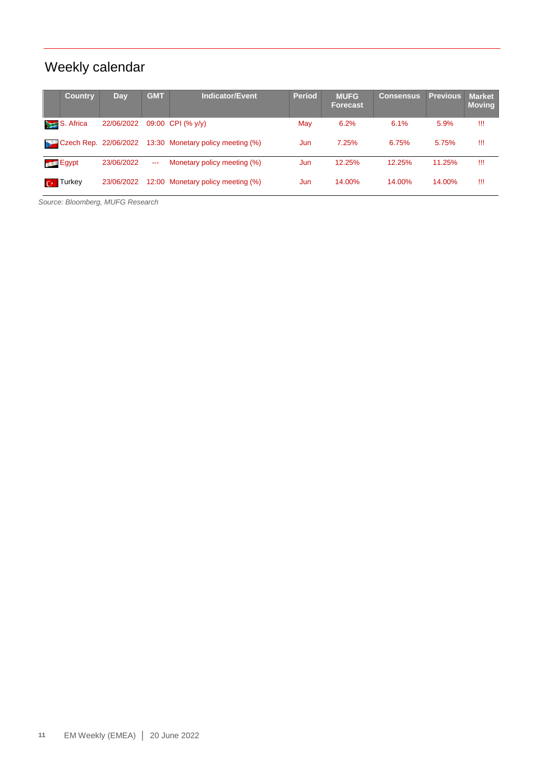# Weekly calendar

| Country | Day | GMT | Indicator/Event | Period | MUFG Forecast | Consensus | Previous | Market Moving |
|---|---|---|---|---|---|---|---|---|
| S. Africa | 22/06/2022 | 09:00 | CPI (% y/y) | May | 6.2% | 6.1% | 5.9% | !!! |
| Czech Rep. | 22/06/2022 | 13:30 | Monetary policy meeting (%) | Jun | 7.25% | 6.75% | 5.75% | !!! |
| Egypt | 23/06/2022 | --- | Monetary policy meeting (%) | Jun | 12.25% | 12.25% | 11.25% | !!! |
| Turkey | 23/06/2022 | 12:00 | Monetary policy meeting (%) | Jun | 14.00% | 14.00% | 14.00% | !!! |

*Source: Bloomberg, MUFG Research*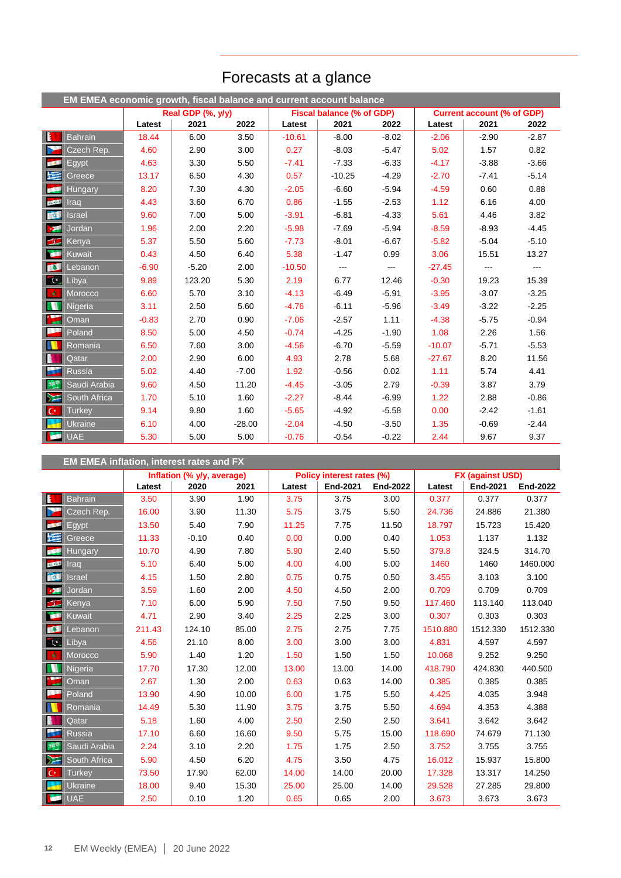# Forecasts at a glance

**EM EMEA economic growth, fiscal balance and current account balance**

| | Real GDP (% y/y) | | | Fiscal balance (% of GDP) | | | Current account (% of GDP) | | |
|---|---|---|---|---|---|---|---|---|---|
| | Latest | 2021 | 2022 | Latest | 2021 | 2022 | Latest | 2021 | 2022 |
| Bahrain | 18.44 | 6.00 | 3.50 | -10.61 | -8.00 | -8.02 | -2.06 | -2.90 | -2.87 |
| Czech Rep. | 4.60 | 2.90 | 3.00 | 0.27 | -8.03 | -5.47 | 5.02 | 1.57 | 0.82 |
| Egypt | 4.63 | 3.30 | 5.50 | -7.41 | -7.33 | -6.33 | -4.17 | -3.88 | -3.66 |
| Greece | 13.17 | 6.50 | 4.30 | 0.57 | -10.25 | -4.29 | -2.70 | -7.41 | -5.14 |
| Hungary | 8.20 | 7.30 | 4.30 | -2.05 | -6.60 | -5.94 | -4.59 | 0.60 | 0.88 |
| Iraq | 4.43 | 3.60 | 6.70 | 0.86 | -1.55 | -2.53 | 1.12 | 6.16 | 4.00 |
| Israel | 9.60 | 7.00 | 5.00 | -3.91 | -6.81 | -4.33 | 5.61 | 4.46 | 3.82 |
| Jordan | 1.96 | 2.00 | 2.20 | -5.98 | -7.69 | -5.94 | -8.59 | -8.93 | -4.45 |
| Kenya | 5.37 | 5.50 | 5.60 | -7.73 | -8.01 | -6.67 | -5.82 | -5.04 | -5.10 |
| Kuwait | 0.43 | 4.50 | 6.40 | 5.38 | -1.47 | 0.99 | 3.06 | 15.51 | 13.27 |
| Lebanon | -6.90 | -5.20 | 2.00 | -10.50 | --- | --- | -27.45 | --- | --- |
| Libya | 9.89 | 123.20 | 5.30 | 2.19 | 6.77 | 12.46 | -0.30 | 19.23 | 15.39 |
| Morocco | 6.60 | 5.70 | 3.10 | -4.13 | -6.49 | -5.91 | -3.95 | -3.07 | -3.25 |
| Nigeria | 3.11 | 2.50 | 5.60 | -4.76 | -6.11 | -5.96 | -3.49 | -3.22 | -2.25 |
| Oman | -0.83 | 2.70 | 0.90 | -7.06 | -2.57 | 1.11 | -4.38 | -5.75 | -0.94 |
| Poland | 8.50 | 5.00 | 4.50 | -0.74 | -4.25 | -1.90 | 1.08 | 2.26 | 1.56 |
| Romania | 6.50 | 7.60 | 3.00 | -4.56 | -6.70 | -5.59 | -10.07 | -5.71 | -5.53 |
| Qatar | 2.00 | 2.90 | 6.00 | 4.93 | 2.78 | 5.68 | -27.67 | 8.20 | 11.56 |
| Russia | 5.02 | 4.40 | -7.00 | 1.92 | -0.56 | 0.02 | 1.11 | 5.74 | 4.41 |
| Saudi Arabia | 9.60 | 4.50 | 11.20 | -4.45 | -3.05 | 2.79 | -0.39 | 3.87 | 3.79 |
| South Africa | 1.70 | 5.10 | 1.60 | -2.27 | -8.44 | -6.99 | 1.22 | 2.88 | -0.86 |
| Turkey | 9.14 | 9.80 | 1.60 | -5.65 | -4.92 | -5.58 | 0.00 | -2.42 | -1.61 |
| Ukraine | 6.10 | 4.00 | -28.00 | -2.04 | -4.50 | -3.50 | 1.35 | -0.69 | -2.44 |
| UAE | 5.30 | 5.00 | 5.00 | -0.76 | -0.54 | -0.22 | 2.44 | 9.67 | 9.37 |

**EM EMEA inflation, interest rates and FX**

| | Inflation (% y/y, average) | | | Policy interest rates (%) | | | FX (against USD) | | |
|---|---|---|---|---|---|---|---|---|---|
| | Latest | 2020 | 2021 | Latest | End-2021 | End-2022 | Latest | End-2021 | End-2022 |
| Bahrain | 3.50 | 3.90 | 1.90 | 3.75 | 3.75 | 3.00 | 0.377 | 0.377 | 0.377 |
| Czech Rep. | 16.00 | 3.90 | 11.30 | 5.75 | 3.75 | 5.50 | 24.736 | 24.886 | 21.380 |
| Egypt | 13.50 | 5.40 | 7.90 | 11.25 | 7.75 | 11.50 | 18.797 | 15.723 | 15.420 |
| Greece | 11.33 | -0.10 | 0.40 | 0.00 | 0.00 | 0.40 | 1.053 | 1.137 | 1.132 |
| Hungary | 10.70 | 4.90 | 7.80 | 5.90 | 2.40 | 5.50 | 379.8 | 324.5 | 314.70 |
| Iraq | 5.10 | 6.40 | 5.00 | 4.00 | 4.00 | 5.00 | 1460 | 1460 | 1460.000 |
| Israel | 4.15 | 1.50 | 2.80 | 0.75 | 0.75 | 0.50 | 3.455 | 3.103 | 3.100 |
| Jordan | 3.59 | 1.60 | 2.00 | 4.50 | 4.50 | 2.00 | 0.709 | 0.709 | 0.709 |
| Kenya | 7.10 | 6.00 | 5.90 | 7.50 | 7.50 | 9.50 | 117.460 | 113.140 | 113.040 |
| Kuwait | 4.71 | 2.90 | 3.40 | 2.25 | 2.25 | 3.00 | 0.307 | 0.303 | 0.303 |
| Lebanon | 211.43 | 124.10 | 85.00 | 2.75 | 2.75 | 7.75 | 1510.880 | 1512.330 | 1512.330 |
| Libya | 4.56 | 21.10 | 8.00 | 3.00 | 3.00 | 3.00 | 4.831 | 4.597 | 4.597 |
| Morocco | 5.90 | 1.40 | 1.20 | 1.50 | 1.50 | 1.50 | 10.068 | 9.252 | 9.250 |
| Nigeria | 17.70 | 17.30 | 12.00 | 13.00 | 13.00 | 14.00 | 418.790 | 424.830 | 440.500 |
| Oman | 2.67 | 1.30 | 2.00 | 0.63 | 0.63 | 14.00 | 0.385 | 0.385 | 0.385 |
| Poland | 13.90 | 4.90 | 10.00 | 6.00 | 1.75 | 5.50 | 4.425 | 4.035 | 3.948 |
| Romania | 14.49 | 5.30 | 11.90 | 3.75 | 3.75 | 5.50 | 4.694 | 4.353 | 4.388 |
| Qatar | 5.18 | 1.60 | 4.00 | 2.50 | 2.50 | 2.50 | 3.641 | 3.642 | 3.642 |
| Russia | 17.10 | 6.60 | 16.60 | 9.50 | 5.75 | 15.00 | 118.690 | 74.679 | 71.130 |
| Saudi Arabia | 2.24 | 3.10 | 2.20 | 1.75 | 1.75 | 2.50 | 3.752 | 3.755 | 3.755 |
| South Africa | 5.90 | 4.50 | 6.20 | 4.75 | 3.50 | 4.75 | 16.012 | 15.937 | 15.800 |
| Turkey | 73.50 | 17.90 | 62.00 | 14.00 | 14.00 | 20.00 | 17.328 | 13.317 | 14.250 |
| Ukraine | 18.00 | 9.40 | 15.30 | 25.00 | 25.00 | 14.00 | 29.528 | 27.285 | 29.800 |
| UAE | 2.50 | 0.10 | 1.20 | 0.65 | 0.65 | 2.00 | 3.673 | 3.673 | 3.673 |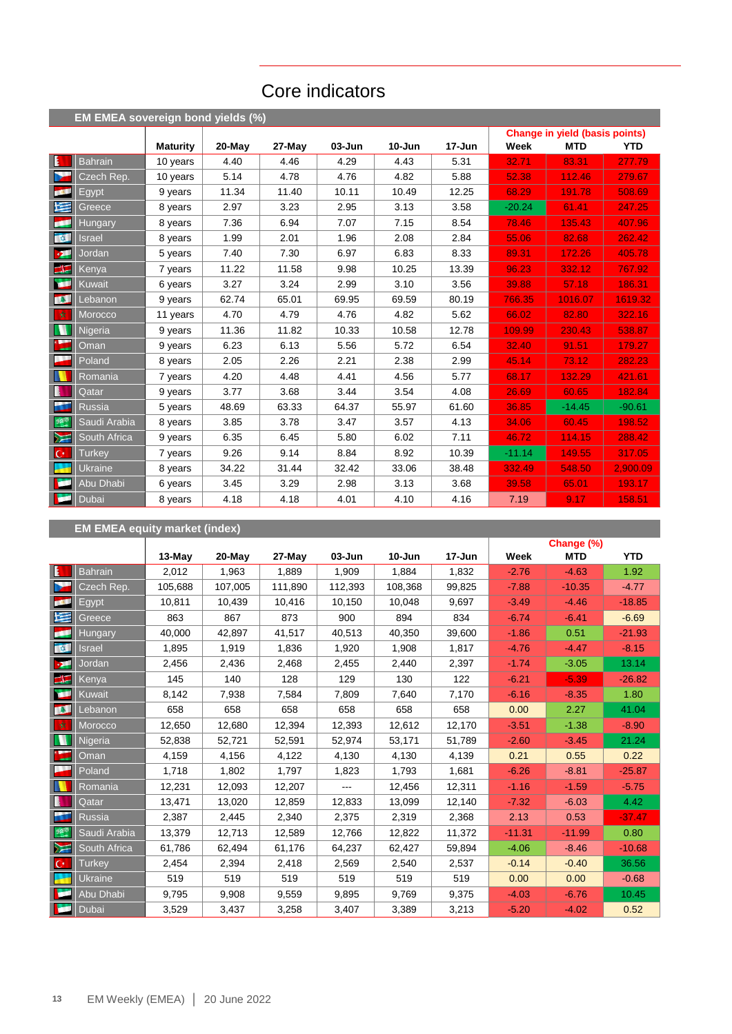# Core indicators

## EM EMEA sovereign bond yields (%)

| | Maturity | 20-May | 27-May | 03-Jun | 10-Jun | 17-Jun | Change in yield (basis points) | | |
|---|---|---|---|---|---|---|---|---|---|
| | | | | | | | Week | MTD | YTD |
| Bahrain | 10 years | 4.40 | 4.46 | 4.29 | 4.43 | 5.31 | 32.71 | 83.31 | 277.79 |
| Czech Rep. | 10 years | 5.14 | 4.78 | 4.76 | 4.82 | 5.88 | 52.38 | 112.46 | 279.67 |
| Egypt | 9 years | 11.34 | 11.40 | 10.11 | 10.49 | 12.25 | 68.29 | 191.78 | 508.69 |
| Greece | 8 years | 2.97 | 3.23 | 2.95 | 3.13 | 3.58 | -20.24 | 61.41 | 247.25 |
| Hungary | 8 years | 7.36 | 6.94 | 7.07 | 7.15 | 8.54 | 78.46 | 135.43 | 407.96 |
| Israel | 8 years | 1.99 | 2.01 | 1.96 | 2.08 | 2.84 | 55.06 | 82.68 | 262.42 |
| Jordan | 5 years | 7.40 | 7.30 | 6.97 | 6.83 | 8.33 | 89.31 | 172.26 | 405.78 |
| Kenya | 7 years | 11.22 | 11.58 | 9.98 | 10.25 | 13.39 | 96.23 | 332.12 | 767.92 |
| Kuwait | 6 years | 3.27 | 3.24 | 2.99 | 3.10 | 3.56 | 39.88 | 57.18 | 186.31 |
| Lebanon | 9 years | 62.74 | 65.01 | 69.95 | 69.59 | 80.19 | 766.35 | 1016.07 | 1619.32 |
| Morocco | 11 years | 4.70 | 4.79 | 4.76 | 4.82 | 5.62 | 66.02 | 82.80 | 322.16 |
| Nigeria | 9 years | 11.36 | 11.82 | 10.33 | 10.58 | 12.78 | 109.99 | 230.43 | 538.87 |
| Oman | 9 years | 6.23 | 6.13 | 5.56 | 5.72 | 6.54 | 32.40 | 91.51 | 179.27 |
| Poland | 8 years | 2.05 | 2.26 | 2.21 | 2.38 | 2.99 | 45.14 | 73.12 | 282.23 |
| Romania | 7 years | 4.20 | 4.48 | 4.41 | 4.56 | 5.77 | 68.17 | 132.29 | 421.61 |
| Qatar | 9 years | 3.77 | 3.68 | 3.44 | 3.54 | 4.08 | 26.69 | 60.65 | 182.84 |
| Russia | 5 years | 48.69 | 63.33 | 64.37 | 55.97 | 61.60 | 36.85 | -14.45 | -90.61 |
| Saudi Arabia | 8 years | 3.85 | 3.78 | 3.47 | 3.57 | 4.13 | 34.06 | 60.45 | 198.52 |
| South Africa | 9 years | 6.35 | 6.45 | 5.80 | 6.02 | 7.11 | 46.72 | 114.15 | 288.42 |
| Turkey | 7 years | 9.26 | 9.14 | 8.84 | 8.92 | 10.39 | -11.14 | 149.55 | 317.05 |
| Ukraine | 8 years | 34.22 | 31.44 | 32.42 | 33.06 | 38.48 | 332.49 | 548.50 | 2,900.09 |
| Abu Dhabi | 6 years | 3.45 | 3.29 | 2.98 | 3.13 | 3.68 | 39.58 | 65.01 | 193.17 |
| Dubai | 8 years | 4.18 | 4.18 | 4.01 | 4.10 | 4.16 | 7.19 | 9.17 | 158.51 |

## EM EMEA equity market (index)

| | 13-May | 20-May | 27-May | 03-Jun | 10-Jun | 17-Jun | Change (%) | | |
|---|---|---|---|---|---|---|---|---|---|
| | | | | | | | Week | MTD | YTD |
| Bahrain | 2,012 | 1,963 | 1,889 | 1,909 | 1,884 | 1,832 | -2.76 | -4.63 | 1.92 |
| Czech Rep. | 105,688 | 107,005 | 111,890 | 112,393 | 108,368 | 99,825 | -7.88 | -10.35 | -4.77 |
| Egypt | 10,811 | 10,439 | 10,416 | 10,150 | 10,048 | 9,697 | -3.49 | -4.46 | -18.85 |
| Greece | 863 | 867 | 873 | 900 | 894 | 834 | -6.74 | -6.41 | -6.69 |
| Hungary | 40,000 | 42,897 | 41,517 | 40,513 | 40,350 | 39,600 | -1.86 | 0.51 | -21.93 |
| Israel | 1,895 | 1,919 | 1,836 | 1,920 | 1,908 | 1,817 | -4.76 | -4.47 | -8.15 |
| Jordan | 2,456 | 2,436 | 2,468 | 2,455 | 2,440 | 2,397 | -1.74 | -3.05 | 13.14 |
| Kenya | 145 | 140 | 128 | 129 | 130 | 122 | -6.21 | -5.39 | -26.82 |
| Kuwait | 8,142 | 7,938 | 7,584 | 7,809 | 7,640 | 7,170 | -6.16 | -8.35 | 1.80 |
| Lebanon | 658 | 658 | 658 | 658 | 658 | 658 | 0.00 | 2.27 | 41.04 |
| Morocco | 12,650 | 12,680 | 12,394 | 12,393 | 12,612 | 12,170 | -3.51 | -1.38 | -8.90 |
| Nigeria | 52,838 | 52,721 | 52,591 | 52,974 | 53,171 | 51,789 | -2.60 | -3.45 | 21.24 |
| Oman | 4,159 | 4,156 | 4,122 | 4,130 | 4,130 | 4,139 | 0.21 | 0.55 | 0.22 |
| Poland | 1,718 | 1,802 | 1,797 | 1,823 | 1,793 | 1,681 | -6.26 | -8.81 | -25.87 |
| Romania | 12,231 | 12,093 | 12,207 | --- | 12,456 | 12,311 | -1.16 | -1.59 | -5.75 |
| Qatar | 13,471 | 13,020 | 12,859 | 12,833 | 13,099 | 12,140 | -7.32 | -6.03 | 4.42 |
| Russia | 2,387 | 2,445 | 2,340 | 2,375 | 2,319 | 2,368 | 2.13 | 0.53 | -37.47 |
| Saudi Arabia | 13,379 | 12,713 | 12,589 | 12,766 | 12,822 | 11,372 | -11.31 | -11.99 | 0.80 |
| South Africa | 61,786 | 62,494 | 61,176 | 64,237 | 62,427 | 59,894 | -4.06 | -8.46 | -10.68 |
| Turkey | 2,454 | 2,394 | 2,418 | 2,569 | 2,540 | 2,537 | -0.14 | -0.40 | 36.56 |
| Ukraine | 519 | 519 | 519 | 519 | 519 | 519 | 0.00 | 0.00 | -0.68 |
| Abu Dhabi | 9,795 | 9,908 | 9,559 | 9,895 | 9,769 | 9,375 | -4.03 | -6.76 | 10.45 |
| Dubai | 3,529 | 3,437 | 3,258 | 3,407 | 3,389 | 3,213 | -5.20 | -4.02 | 0.52 |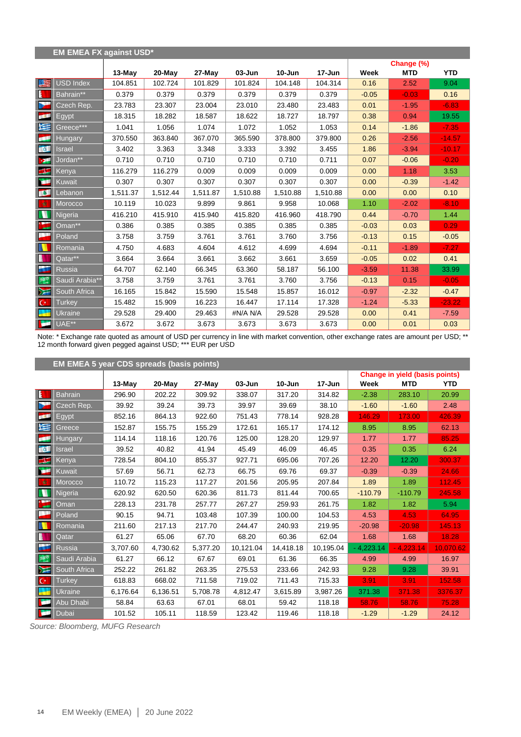## EM EMEA FX against USD*

| | 13-May | 20-May | 27-May | 03-Jun | 10-Jun | 17-Jun | Change (%) Week | MTD | YTD |
|---|---|---|---|---|---|---|---|---|---|
| USD Index | 104.851 | 102.724 | 101.829 | 101.824 | 104.148 | 104.314 | 0.16 | 2.52 | 9.04 |
| Bahrain** | 0.379 | 0.379 | 0.379 | 0.379 | 0.379 | 0.379 | -0.05 | -0.03 | 0.16 |
| Czech Rep. | 23.783 | 23.307 | 23.004 | 23.010 | 23.480 | 23.483 | 0.01 | -1.95 | -6.83 |
| Egypt | 18.315 | 18.282 | 18.587 | 18.622 | 18.727 | 18.797 | 0.38 | 0.94 | 19.55 |
| Greece*** | 1.041 | 1.056 | 1.074 | 1.072 | 1.052 | 1.053 | 0.14 | -1.86 | -7.35 |
| Hungary | 370.550 | 363.840 | 367.070 | 365.590 | 378.800 | 379.800 | 0.26 | -2.56 | -14.57 |
| Israel | 3.402 | 3.363 | 3.348 | 3.333 | 3.392 | 3.455 | 1.86 | -3.94 | -10.17 |
| Jordan** | 0.710 | 0.710 | 0.710 | 0.710 | 0.710 | 0.711 | 0.07 | -0.06 | -0.20 |
| Kenya | 116.279 | 116.279 | 0.009 | 0.009 | 0.009 | 0.009 | 0.00 | 1.18 | 3.53 |
| Kuwait | 0.307 | 0.307 | 0.307 | 0.307 | 0.307 | 0.307 | 0.00 | -0.39 | -1.42 |
| Lebanon | 1,511.37 | 1,512.44 | 1,511.87 | 1,510.88 | 1,510.88 | 1,510.88 | 0.00 | 0.00 | 0.10 |
| Morocco | 10.119 | 10.023 | 9.899 | 9.861 | 9.958 | 10.068 | 1.10 | -2.02 | -8.10 |
| Nigeria | 416.210 | 415.910 | 415.940 | 415.820 | 416.960 | 418.790 | 0.44 | -0.70 | 1.44 |
| Oman** | 0.386 | 0.385 | 0.385 | 0.385 | 0.385 | 0.385 | -0.03 | 0.03 | 0.29 |
| Poland | 3.758 | 3.759 | 3.761 | 3.761 | 3.760 | 3.756 | -0.13 | 0.15 | -0.05 |
| Romania | 4.750 | 4.683 | 4.604 | 4.612 | 4.699 | 4.694 | -0.11 | -1.89 | -7.27 |
| Qatar** | 3.664 | 3.664 | 3.661 | 3.662 | 3.661 | 3.659 | -0.05 | 0.02 | 0.41 |
| Russia | 64.707 | 62.140 | 66.345 | 63.360 | 58.187 | 56.100 | -3.59 | 11.38 | 33.99 |
| Saudi Arabia** | 3.758 | 3.759 | 3.761 | 3.761 | 3.760 | 3.756 | -0.13 | 0.15 | -0.05 |
| South Africa | 16.165 | 15.842 | 15.590 | 15.548 | 15.857 | 16.012 | -0.97 | -2.32 | -0.47 |
| Turkey | 15.482 | 15.909 | 16.223 | 16.447 | 17.114 | 17.328 | -1.24 | -5.33 | -23.22 |
| Ukraine | 29.528 | 29.400 | 29.463 | #N/A N/A | 29.528 | 29.528 | 0.00 | 0.41 | -7.59 |
| UAE** | 3.672 | 3.672 | 3.673 | 3.673 | 3.673 | 3.673 | 0.00 | 0.01 | 0.03 |

Note: * Exchange rate quoted as amount of USD per currency in line with market convention, other exchange rates are amount per USD; ** 12 month forward given pegged against USD; *** EUR per USD

## EM EMEA 5 year CDS spreads (basis points)

| | 13-May | 20-May | 27-May | 03-Jun | 10-Jun | 17-Jun | Change in yield (basis points) Week | MTD | YTD |
|---|---|---|---|---|---|---|---|---|---|
| Bahrain | 296.90 | 202.22 | 309.92 | 338.07 | 317.20 | 314.82 | -2.38 | 283.10 | 20.99 |
| Czech Rep. | 39.92 | 39.24 | 39.73 | 39.97 | 39.69 | 38.10 | -1.60 | -1.60 | 2.48 |
| Egypt | 852.16 | 864.13 | 922.60 | 751.43 | 778.14 | 928.28 | 146.29 | 173.00 | 426.39 |
| Greece | 152.87 | 155.75 | 155.29 | 172.61 | 165.17 | 174.12 | 8.95 | 8.95 | 62.13 |
| Hungary | 114.14 | 118.16 | 120.76 | 125.00 | 128.20 | 129.97 | 1.77 | 1.77 | 85.25 |
| Israel | 39.52 | 40.82 | 41.94 | 45.49 | 46.09 | 46.45 | 0.35 | 0.35 | 6.24 |
| Kenya | 728.54 | 804.10 | 855.37 | 927.71 | 695.06 | 707.26 | 12.20 | 12.20 | 300.37 |
| Kuwait | 57.69 | 56.71 | 62.73 | 66.75 | 69.76 | 69.37 | -0.39 | -0.39 | 24.66 |
| Morocco | 110.72 | 115.23 | 117.27 | 201.56 | 205.95 | 207.84 | 1.89 | 1.89 | 112.45 |
| Nigeria | 620.92 | 620.50 | 620.36 | 811.73 | 811.44 | 700.65 | -110.79 | -110.79 | 245.58 |
| Oman | 228.13 | 231.78 | 257.77 | 267.27 | 259.93 | 261.75 | 1.82 | 1.82 | 5.94 |
| Poland | 90.15 | 94.71 | 103.48 | 107.39 | 100.00 | 104.53 | 4.53 | 4.53 | 64.95 |
| Romania | 211.60 | 217.13 | 217.70 | 244.47 | 240.93 | 219.95 | -20.98 | -20.98 | 145.13 |
| Qatar | 61.27 | 65.06 | 67.70 | 68.20 | 60.36 | 62.04 | 1.68 | 1.68 | 18.28 |
| Russia | 3,707.60 | 4,730.62 | 5,377.20 | 10,121.04 | 14,418.18 | 10,195.04 | - 4,223.14 | - 4,223.14 | 10,070.62 |
| Saudi Arabia | 61.27 | 66.12 | 67.67 | 69.01 | 61.36 | 66.35 | 4.99 | 4.99 | 16.97 |
| South Africa | 252.22 | 261.82 | 263.35 | 275.53 | 233.66 | 242.93 | 9.28 | 9.28 | 39.91 |
| Turkey | 618.83 | 668.02 | 711.58 | 719.02 | 711.43 | 715.33 | 3.91 | 3.91 | 152.58 |
| Ukraine | 6,176.64 | 6,136.51 | 5,708.78 | 4,812.47 | 3,615.89 | 3,987.26 | 371.38 | 371.38 | 3376.37 |
| Abu Dhabi | 58.84 | 63.63 | 67.01 | 68.01 | 59.42 | 118.18 | 58.76 | 58.76 | 75.28 |
| Dubai | 101.52 | 105.11 | 118.59 | 123.42 | 119.46 | 118.18 | -1.29 | -1.29 | 24.12 |

*Source: Bloomberg, MUFG Research*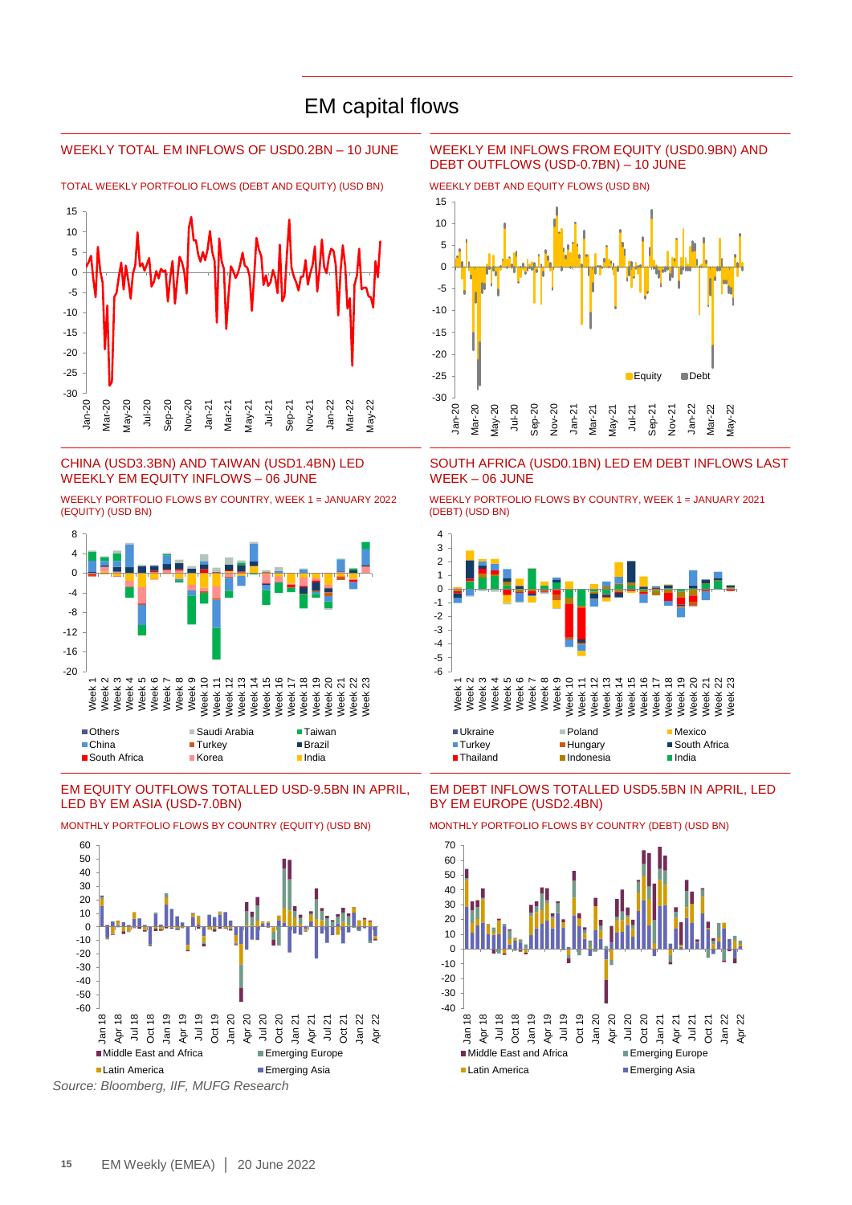# EM capital flows

## WEEKLY TOTAL EM INFLOWS OF USD0.2BN – 10 JUNE

TOTAL WEEKLY PORTFOLIO FLOWS (DEBT AND EQUITY) (USD BN)

## WEEKLY EM INFLOWS FROM EQUITY (USD0.9BN) AND DEBT OUTFLOWS (USD-0.7BN) – 10 JUNE

WEEKLY DEBT AND EQUITY FLOWS (USD BN)

## CHINA (USD3.3BN) AND TAIWAN (USD1.4BN) LED WEEKLY EM EQUITY INFLOWS – 06 JUNE

WEEKLY PORTFOLIO FLOWS BY COUNTRY, WEEK 1 = JANUARY 2022 (EQUITY) (USD BN)

## SOUTH AFRICA (USD0.1BN) LED EM DEBT INFLOWS LAST WEEK – 06 JUNE

WEEKLY PORTFOLIO FLOWS BY COUNTRY, WEEK 1 = JANUARY 2021 (DEBT) (USD BN)

## EM EQUITY OUTFLOWS TOTALLED USD-9.5BN IN APRIL, LED BY EM ASIA (USD-7.0BN)

MONTHLY PORTFOLIO FLOWS BY COUNTRY (EQUITY) (USD BN)

## EM DEBT INFLOWS TOTALLED USD5.5BN IN APRIL, LED BY EM EUROPE (USD2.4BN)

MONTHLY PORTFOLIO FLOWS BY COUNTRY (DEBT) (USD BN)

*Source: Bloomberg, IIF, MUFG Research*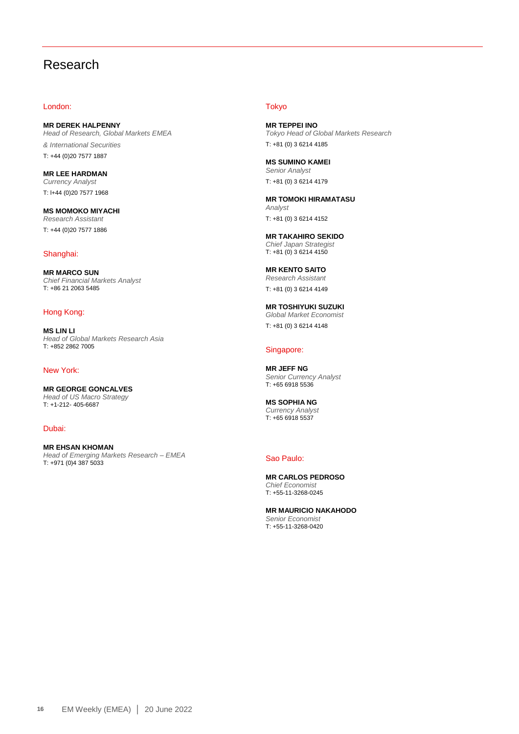# Research

## London:

**MR DEREK HALPENNY**
*Head of Research, Global Markets EMEA*
*& International Securities*
T: +44 (0)20 7577 1887

**MR LEE HARDMAN**
*Currency Analyst*
T: I+44 (0)20 7577 1968

**MS MOMOKO MIYACHI**
*Research Assistant*
T: +44 (0)20 7577 1886

## Shanghai:

**MR MARCO SUN**
*Chief Financial Markets Analyst*
T: +86 21 2063 5485

## Hong Kong:

**MS LIN LI**
*Head of Global Markets Research Asia*
T: +852 2862 7005

## New York:

**MR GEORGE GONCALVES**
*Head of US Macro Strategy*
T: +1-212- 405-6687

## Dubai:

**MR EHSAN KHOMAN**
*Head of Emerging Markets Research – EMEA*
T: +971 (0)4 387 5033

## Tokyo

**MR TEPPEI INO**
*Tokyo Head of Global Markets Research*
T: +81 (0) 3 6214 4185

**MS SUMINO KAMEI**
*Senior Analyst*
T: +81 (0) 3 6214 4179

**MR TOMOKI HIRAMATASU**
*Analyst*
T: +81 (0) 3 6214 4152

**MR TAKAHIRO SEKIDO**
*Chief Japan Strategist*
T: +81 (0) 3 6214 4150

**MR KENTO SAITO**
*Research Assistant*
T: +81 (0) 3 6214 4149

**MR TOSHIYUKI SUZUKI**
*Global Market Economist*
T: +81 (0) 3 6214 4148

## Singapore:

**MR JEFF NG**
*Senior Currency Analyst*
T: +65 6918 5536

**MS SOPHIA NG**
*Currency Analyst*
T: +65 6918 5537

## Sao Paulo:

**MR CARLOS PEDROSO**
*Chief Economist*
T: +55-11-3268-0245

**MR MAURICIO NAKAHODO**
*Senior Economist*
T: +55-11-3268-0420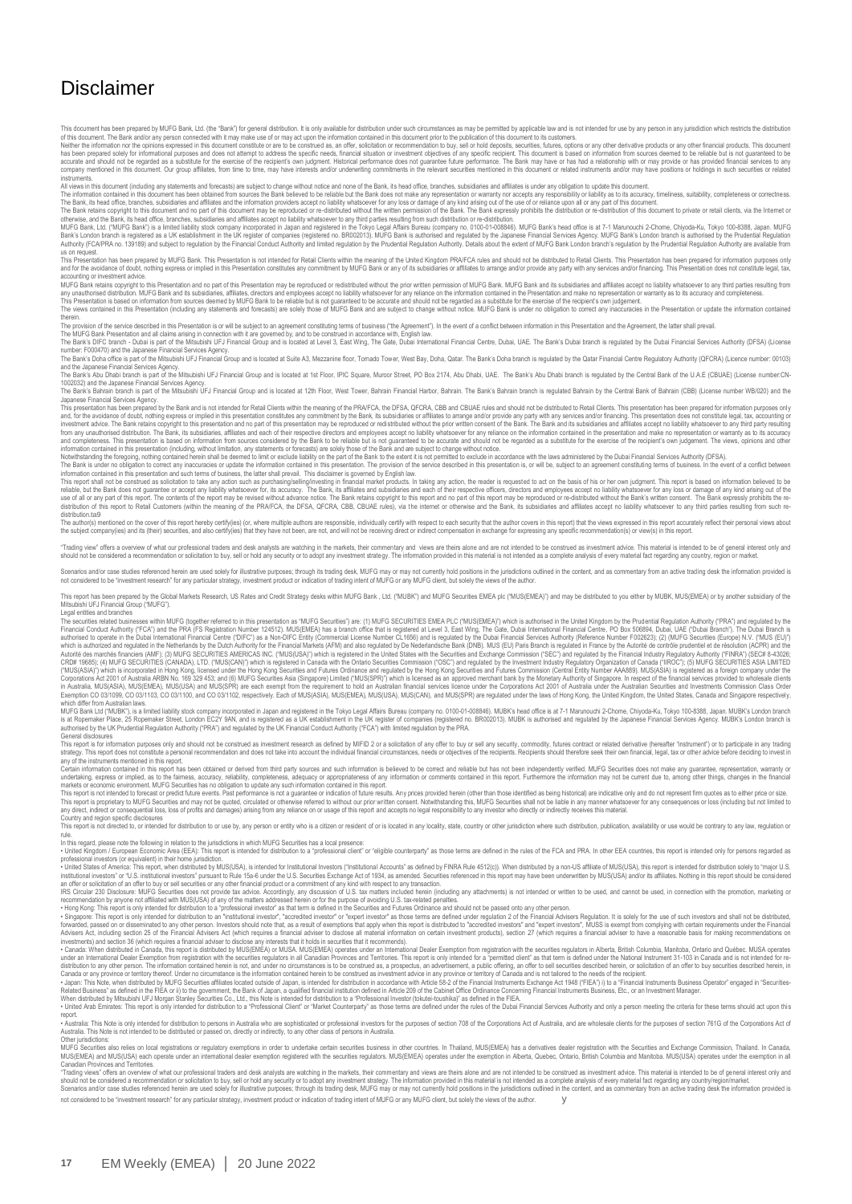# Disclaimer

This document has been prepared by MUFG Bank, Ltd. (the "Bank") for general distribution. It is only available for distribution under such circumstances as may be permitted by applicable law and is not intended for use by any person in any jurisdiction which restricts the distribution of this document. The Bank and/or any person connected with it may make use of or may act upon the information contained in this document prior to the publication of this document to its customers.

Neither the information nor the opinions expressed in this document constitute or are to be construed as, an offer, solicitation or recommendation to buy, sell or hold deposits, securities, futures, options or any other derivative products or any other financial products. This document has been prepared solely for informational purposes and does not attempt to address the specific needs, financial situation or investment objectives of any specific recipient. This document is based on information from sources deemed to be reliable but is not guaranteed to be accurate and should not be regarded as a substitute for the exercise of the recipient's own judgment. Historical performance does not guarantee future performance. The Bank may have or has had a relationship with or may provide or has provided financial services to any company mentioned in this document. Our group affiliates, from time to time, may have interests and/or underwriting commitments in the relevant securities mentioned in this document or related instruments and/or may have positions or holdings in such securities or related instruments.

All views in this document (including any statements and forecasts) are subject to change without notice and none of the Bank, its head office, branches, subsidiaries and affiliates is under any obligation to update this document.

The information contained in this document has been obtained from sources the Bank believed to be reliable but the Bank does not make any representation or warranty nor accepts any responsibility or liability as to its accuracy, timeliness, suitability, completeness or correctness. The Bank, its head office, branches, subsidiaries and affiliates and the information providers accept no liability whatsoever for any loss or damage of any kind arising out of the use of or reliance upon all or any part of this document.

The Bank retains copyright to this document and no part of this document may be reproduced or re-distributed without the written permission of the Bank. The Bank expressly prohibits the distribution or re-distribution of this document to private or retail clients, via the Internet or otherwise, and the Bank, its head office, branches, subsidiaries and affiliates accept no liability whatsoever to any third parties resulting from such distribution or re-distribution.

MUFG Bank, Ltd. ("MUFG Bank") is a limited liability stock company incorporated in Japan and registered in the Tokyo Legal Affairs Bureau (company no. 0100-01-008846). MUFG Bank's head office is at 7-1 Marunouchi 2-Chome, Chiyoda-Ku, Tokyo 100-8388, Japan. MUFG Bank's London branch is registered as a UK establishment in the UK register of companies (registered no. BR002013). MUFG Bank is authorised and regulated by the Japanese Financial Services Agency. MUFG Bank's London branch is authorised by the Prudential Regulation Authority (FCA/PRA no. 139189) and subject to regulation by the Financial Conduct Authority and limited regulation by the Prudential Regulation Authority. Details about the extent of MUFG Bank London branch's regulation by the Prudential Regulation Authority are available from us on request.

This Presentation has been prepared by MUFG Bank. This Presentation is not intended for Retail Clients within the meaning of the United Kingdom PRA/FCA rules and should not be distributed to Retail Clients. This Presentation has been prepared for information purposes only and for the avoidance of doubt, nothing express or implied in this Presentation constitutes any commitment by MUFG Bank or any of its subsidiaries or affiliates to arrange and/or provide any party with any services and/or financing. This Presentation does not constitute legal, tax, accounting or investment advice.

MUFG Bank retains copyright to this Presentation and no part of this Presentation may be reproduced or redistributed without the prior written permission of MUFG Bank. MUFG Bank and its subsidiaries and affiliates accept no liability whatsoever to any third parties resulting from any unauthorised distribution. MUFG Bank and its subsidiaries, affiliates, directors and employees accept no liability whatsoever for any reliance on the information contained in the Presentation and make no representation or warranty as to its accuracy and completeness.

This Presentation is based on information from sources deemed by MUFG Bank to be reliable but is not guaranteed to be accurate and should not be regarded as a substitute for the exercise of the recipient's own judgement.

The views contained in this Presentation (including any statements and forecasts) are solely those of MUFG Bank and are subject to change without notice. MUFG Bank is under no obligation to correct any inaccuracies in the Presentation or update the information contained therein.

The provision of the service described in this Presentation is or will be subject to an agreement constituting terms of business ("the Agreement"). In the event of a conflict between information in this Presentation and the Agreement, the latter shall prevail.

The MUFG Bank Presentation and all claims arising in connection with it are governed by, and to be construed in accordance with, English law.

The Bank's DIFC branch - Dubai is part of the Mitsubishi UFJ Financial Group and is located at Level 3, East Wing, The Gate, Dubai International Financial Centre, Dubai, UAE. The Bank's Dubai branch is regulated by the Dubai Financial Services Authority (DFSA) (License number: F000470) and the Japanese Financial Services Agency.

The Bank's Doha office is part of the Mitsubishi UFJ Financial Group and is located at Suite A3, Mezzanine floor, Tornado Tower, West Bay, Doha, Qatar. The Bank's Doha branch is regulated by the Qatar Financial Centre Regulatory Authority (QFCRA) (Licence number: 00103) and the Japanese Financial Services Agency.

The Bank's Abu Dhabi branch is part of the Mitsubishi UFJ Financial Group and is located at 1st Floor, IPIC Square, Muroor Street, PO Box 2174, Abu Dhabi, UAE. The Bank's Abu Dhabi branch is regulated by the Central Bank of the U.A.E (CBUAE) (License number:CN-1002032) and the Japanese Financial Services Agency.

The Bank's Bahrain branch is part of the Mitsubishi UFJ Financial Group and is located at 12th Floor, West Tower, Bahrain Financial Harbor, Bahrain. The Bank's Bahrain branch is regulated Bahrain by the Central Bank of Bahrain (CBB) (License number WB/020) and the Japanese Financial Services Agency.

This presentation has been prepared by the Bank and is not intended for Retail Clients within the meaning of the PRA/FCA, the DFSA, QFCRA, CBB and CBUAE rules and should not be distributed to Retail Clients. This presentation has been prepared for information purposes only and, for the avoidance of doubt, nothing express or implied in this presentation constitutes any commitment by the Bank, its subsidiaries or affiliates to arrange and/or provide any party with any services and/or financing. This presentation does not constitute legal, tax, accounting or investment advice. The Bank retains copyright to this presentation and no part of this presentation may be reproduced or redistributed without the prior written consent of the Bank. The Bank and its subsidiaries and affiliates accept no liability whatsoever to any third party resulting from any unauthorised distribution. The Bank, its subsidiaries, affiliates and each of their respective directors and employees accept no liability whatsoever for any reliance on the information contained in the presentation and make no representation or warranty as to its accuracy and completeness. This presentation is based on information from sources considered by the Bank to be reliable but is not guaranteed to be accurate and should not be regarded as a substitute for the exercise of the recipient's own judgement. The views, opinions and other information contained in this presentation (including, without limitation, any statements or forecasts) are solely those of the Bank and are subject to change without notice.

Notwithstanding the foregoing, nothing contained herein shall be deemed to limit or exclude liability on the part of the Bank to the extent it is not permitted to exclude in accordance with the laws administered by the Dubai Financial Services Authority (DFSA).

The Bank is under no obligation to correct any inaccuracies or update the information contained in this presentation. The provision of the service described in this presentation is, or will be, subject to an agreement constituting terms of business. In the event of a conflict between information contained in this presentation and such terms of business, the latter shall prevail. This disclaimer is governed by English law.

This report shall not be construed as solicitation to take any action such as purchasing/selling/investing in financial market products. In taking any action, the reader is requested to act on the basis of his or her own judgment. This report is based on information believed to be reliable, but the Bank does not guarantee or accept any liability whatsoever for, its accuracy. The Bank, its affiliates and subsidiaries and each of their respective officers, directors and employees accept no liability whatsoever for any loss or damage of any kind arising out of the use of all or any part of this report. The contents of the report may be revised without advance notice. The Bank retains copyright to this report and no part of this report may be reproduced or re-distributed without the Bank's written consent. The Bank expressly prohibits the re-distribution of this report to Retail Customers (within the meaning of the PRA/FCA, the DFSA, QFCRA, CBB, CBUAE rules), via the internet or otherwise and the Bank, its subsidiaries and affiliates accept no liability whatsoever to any third parties resulting from such re-distribution.ta9

The author(s) mentioned on the cover of this report hereby certify(ies) (or, where multiple authors are responsible, individually certify with respect to each security that the author covers in this report) that the views expressed in this report accurately reflect their personal views about the subject company(ies) and its (their) securities, and also certify(ies) that they have not been, are not, and will not be receiving direct or indirect compensation in exchange for expressing any specific recommendation(s) or view(s) in this report.

"Trading view" offers a overview of what our professional traders and desk analysts are watching in the markets, their commentary and views are theirs alone and are not intended to be construed as investment advice. This material is intended to be of general interest only and should not be considered a recommendation or solicitation to buy, sell or hold any security or to adopt any investment strategy. The information provided in this material is not intended as a complete analysis of every material fact regarding any country, region or market.

Scenarios and/or case studies referenced herein are used solely for illustrative purposes; through its trading desk, MUFG may or may not currently hold positions in the jurisdictions outlined in the content, and as commentary from an active trading desk the information provided is not considered to be "investment research" for any particular strategy, investment product or indication of trading intent of MUFG or any MUFG client, but solely the views of the author.

This report has been prepared by the Global Markets Research, US Rates and Credit Strategy desks within MUFG Bank , Ltd. ("MUBK") and MUFG Securities EMEA plc ("MUS(EMEA)") and may be distributed to you either by MUBK, MUS(EMEA) or by another subsidiary of the Mitsubishi UFJ Financial Group ("MUFG").

Legal entities and branches

The securities related businesses within MUFG (together referred to in this presentation as "MUFG Securities") are: (1) MUFG SECURITIES EMEA PLC ("MUS(EMEA)") which is authorised in the United Kingdom by the Prudential Regulation Authority ("PRA") and regulated by the Financial Conduct Authority ("FCA") and the PRA (FS Registration Number 124512). MUS(EMEA) has a branch office that is registered at Level 3, East Wing, The Gate, Dubai International Financial Centre, PO Box 506894, Dubai, UAE ("Dubai Branch"). The Dubai Branch is authorised to operate in the Dubai International Financial Centre ("DIFC") as a Non-DIFC Entity (Commercial License Number CL1656) and is regulated by the Dubai Financial Services Authority (Reference Number F002623); (2) MUFG Securities (Europe) N.V. ("MUS (EU)") which is authorized and regulated in the Netherlands by the Dutch Authority for the Financial Markets (AFM) and also regulated by De Nederlandsche Bank (DNB). MUS (EU) Paris Branch is regulated in France by the Autorité de contrôle prudentiel et de résolution (ACPR) and the Autorité des marchés financiers (AMF); (3) MUFG SECURITIES AMERICAS INC. ("MUS(USA)") which is registered in the United States with the Securities and Exchange Commission ("SEC") and regulated by the Financial Industry Regulatory Authority ("FINRA") (SEC# 8-43026; CRD# 19685); (4) MUFG SECURITIES (CANADA), LTD. ("MUS(CAN)") which is registered in Canada with the Ontario Securities Commission ("OSC") and regulated by the Investment Industry Regulatory Organization of Canada ("IIROC"); (5) MUFG SECURITIES ASIA LIMITED ("MUS(ASIA)") which is incorporated in Hong Kong, licensed under the Hong Kong Securities and Futures Ordinance and regulated by the Hong Kong Securities and Futures Commission (Central Entity Number AAA889). MUS(ASIA) is registered as a foreign company under the Corporations Act 2001 of Australia ARBN No. 169 329 453; and (6) MUFG Securities Asia (Singapore) Limited ("MUS(SPR)") which is licensed as an approved merchant bank by the Monetary Authority of Singapore. In respect of the financial services provided to wholesale clients in Australia, MUS(ASIA), MUS(EMEA), MUS(USA) and MUS(SPR) are each exempt from the requirement to hold an Australian financial services licence under the Corporations Act 2001 of Australia under the Australian Securities and Investments Commission Class Order Exemption CO 03/1099, CO 03/1103, CO 03/1100, and CO 03/1102, respectively. Each of MUS(ASIA), MUS(EMEA), MUS(USA), MUS(CAN), and MUS(SPR) are regulated under the laws of Hong Kong, the United Kingdom, the United States, Canada and Singapore respectively, which differ from Australian laws.

MUFG Bank Ltd ("MUBK"), is a limited liability stock company incorporated in Japan and registered in the Tokyo Legal Affairs Bureau (company no. 0100-01-008846). MUBK's head office is at 7-1 Marunouchi 2-Chome, Chiyoda-Ku, Tokyo 100-8388, Japan. MUBK's London branch is at Ropemaker Place, 25 Ropemaker Street, London EC2Y 9AN, and is registered as a UK establishment in the UK register of companies (registered no. BR002013). MUBK is authorised and regulated by the Japanese Financial Services Agency. MUBK's London branch is authorised by the UK Prudential Regulation Authority ("PRA") and regulated by the UK Financial Conduct Authority ("FCA") with limited regulation by the PRA.

General disclosures

This report is for information purposes only and should not be construed as investment research as defined by MIFID 2 or a solicitation of any offer to buy or sell any security, commodity, futures contract or related derivative (hereafter "instrument") or to participate in any trading strategy. This report does not constitute a personal recommendation and does not take into account the individual financial circumstances, needs or objectives of the recipients. Recipients should therefore seek their own financial, legal, tax or other advice before deciding to invest in any of the instruments mentioned in this report.

Certain information contained in this report has been obtained or derived from third party sources and such information is believed to be correct and reliable but has not been independently verified. MUFG Securities does not make any guarantee, representation, warranty or undertaking, express or implied, as to the fairness, accuracy, reliability, completeness, adequacy or appropriateness of any information or comments contained in this report. Furthermore the information may not be current due to, among other things, changes in the financial markets or economic environment. MUFG Securities has no obligation to update any such information contained in this report.

This report is not intended to forecast or predict future events. Past performance is not a guarantee or indication of future results. Any prices provided herein (other than those identified as being historical) are indicative only and do not represent firm quotes as to either price or size.

This report is proprietary to MUFG Securities and may not be quoted, circulated or otherwise referred to without our prior written consent. Notwithstanding this, MUFG Securities shall not be liable in any manner whatsoever for any consequences or loss (including but not limited to any direct, indirect or consequential loss, loss of profits and damages) arising from any reliance on or usage of this report and accepts no legal responsibility to any investor who directly or indirectly receives this material.

Country and region specific disclosures

This report is not directed to, or intended for distribution to or use by, any person or entity who is a citizen or resident of or is located in any locality, state, country or other jurisdiction where such distribution, publication, availability or use would be contrary to any law, regulation or rule.

In this regard, please note the following in relation to the jurisdictions in which MUFG Securities has a local presence:

- United Kingdom / European Economic Area (EEA): This report is intended for distribution to a "professional client" or "eligible counterparty" as those terms are defined in the rules of the FCA and PRA. In other EEA countries, this report is intended only for persons regarded as professional investors (or equivalent) in their home jurisdiction.
- United States of America: This report, when distributed by MUS(USA), is intended for Institutional Investors ("Institutional Accounts" as defined by FINRA Rule 4512(c)). When distributed by a non-US affiliate of MUS(USA), this report is intended for distribution solely to "major U.S. institutional investors" or "U.S. institutional investors" pursuant to Rule 15a-6 under the U.S. Securities Exchange Act of 1934, as amended. Securities referenced in this report may have been underwritten by MUS(USA) and/or its affiliates. Nothing in this report should be considered an offer or solicitation of an offer to buy or sell securities or any other financial product or a commitment of any kind with respect to any transaction.
IRS Circular 230 Disclosure: MUFG Securities does not provide tax advice. Accordingly, any discussion of U.S. tax matters included herein (including any attachments) is not intended or written to be used, and cannot be used, in connection with the promotion, marketing or recommendation by anyone not affiliated with MUS(USA) of any of the matters addressed herein or for the purpose of avoiding U.S. tax-related penalties.
- Hong Kong: This report is only intended for distribution to a "professional investor" as that term is defined in the Securities and Futures Ordinance and should not be passed onto any other person.
- Singapore: This report is only intended for distribution to an "institutional investor", "accredited investor" or "expert investor" as those terms are defined under regulation 2 of the Financial Advisers Regulation. It is solely for the use of such investors and shall not be distributed, forwarded, passed on or disseminated to any other person. Investors should note that, as a result of exemptions that apply when this report is distributed to "accredited investors" and "expert investors", MUSS is exempt from complying with certain requirements under the Financial Advisers Act, including section 25 of the Financial Advisers Act (which requires a financial adviser to disclose all material information on certain investment products), section 27 (which requires a financial adviser to have a reasonable basis for making recommendations on investments) and section 36 (which requires a financial adviser to disclose any interests that it holds in securities that it recommends).
- Canada: When distributed in Canada, this report is distributed by MUS(EMEA) or MUSA. MUS(EMEA) operates under an International Dealer Exemption from registration with the securities regulators in Alberta, British Columbia, Manitoba, Ontario and Québec. MUSA operates under an International Dealer Exemption from registration with the securities regulators in all Canadian Provinces and Territories. This report is only intended for a "permitted client" as that term is defined under the National Instrument 31-103 in Canada and is not intended for re-distribution to any other person. The information contained herein is not, and under no circumstances is to be construed as, a prospectus, an advertisement, a public offering, an offer to sell securities described herein, or solicitation of an offer to buy securities described herein, in Canada or any province or territory thereof. Under no circumstance is the information contained herein to be construed as investment advice in any province or territory of Canada and is not tailored to the needs of the recipient.
- Japan: This Note, when distributed by MUFG Securities affiliates located outside of Japan, is intended for distribution in accordance with Article 58-2 of the Financial Instruments Exchange Act 1948 ("FIEA") i) to a "Financial Instruments Business Operator" engaged in "Securities-Related Business" as defined in the FIEA or ii) to the government, the Bank of Japan, a qualified financial institution defined in Article 209 of the Cabinet Office Ordinance Concerning Financial Instruments Business, Etc., or an Investment Manager.
When distributed by Mitsubishi UFJ Morgan Stanley Securities Co., Ltd., this Note is intended for distribution to a "Professional Investor" (tokutei-toushika)" as defined in the FIEA.
- United Arab Emirates: This report is only intended for distribution to a "Professional Client" or "Market Counterparty" as those terms are defined under the rules of the Dubai Financial Services Authority and only a person meeting the criteria for these terms should act upon this report.
- Australia: This Note is only intended for distribution to persons in Australia who are sophisticated or professional investors for the purposes of section 708 of the Corporations Act of Australia, and are wholesale clients for the purposes of section 761G of the Corporations Act of Australia. This Note is not intended to be distributed or passed on, directly or indirectly, to any other class of persons in Australia.

Other jurisdictions:

MUFG Securities also relies on local registrations or regulatory exemptions in order to undertake certain securities business in other countries. In Thailand, MUS(EMEA) has a derivatives dealer registration with the Securities and Exchange Commission, Thailand. In Canada, MUS(EMEA) and MUS(USA) each operate under an international dealer exemption registered with the securities regulators. MUS(EMEA) operates under the exemption in Alberta, Quebec, Ontario, British Columbia and Manitoba. MUS(USA) operates under the exemption in all Canadian Provinces and Territories.

"Trading views" offers an overview of what our professional traders and desk analysts are watching in the markets, their commentary and views are theirs alone and are not intended to be construed as investment advice. This material is intended to be of general interest only and should not be considered a recommendation or solicitation to buy, sell or hold any security or to adopt any investment strategy. The information provided in this material is not intended as a complete analysis of every material fact regarding any country/region/market.

Scenarios and/or case studies referenced herein are used solely for illustrative purposes; through its trading desk, MUFG may or may not currently hold positions in the jurisdictions outlined in the content, and as commentary from an active trading desk the information provided is not considered to be "investment research" for any particular strategy, investment product or indication of trading intent of MUFG or any MUFG client, but solely the views of the author.